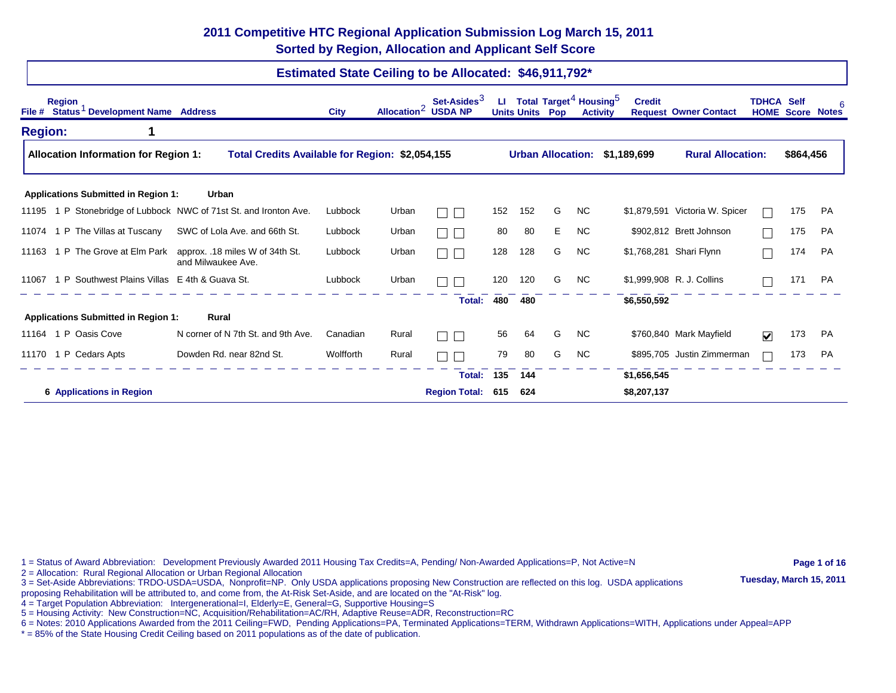# 2011 Competitive HTC Regional Application Submission Log March 15, 2011

## Sorted by Region, Allocation and Applicant Self Score

### Estimated State Ceiling to be Allocated: $46,911,792*

## Region: 1

**Allocation Information for Region 1:** **Total Credits Available for Region: $2,054,155** **Urban Allocation: $1,189,699** **Rural Allocation: $864,456**

| File # | Region | Status[1] | Development Name | Address | City | Allocation[2] | Set-Asides[3] USDA | NP | LI Units | Total Units | Target[4] Pop | Housing[5] Activity | Credit Request | Owner Contact | TDHCA HOME | Self Score | Notes[6] |
|---|---|---|---|---|---|---|---|---|---|---|---|---|---|---|---|---|---|
| **Applications Submitted in Region 1:** | | | **Urban** | | | | | | | | | | | | | | |
| 11195 | 1 | P | Stonebridge of Lubbock | NWC of 71st St. and Ironton Ave. | Lubbock | Urban | ☐ | ☐ | 152 | 152 | G | NC | $1,879,591 | Victoria W. Spicer | ☐ | 175 | PA |
| 11074 | 1 | P | The Villas at Tuscany | SWC of Lola Ave. and 66th St. | Lubbock | Urban | ☐ | ☐ | 80 | 80 | E | NC | $902,812 | Brett Johnson | ☐ | 175 | PA |
| 11163 | 1 | P | The Grove at Elm Park | approx. .18 miles W of 34th St. and Milwaukee Ave. | Lubbock | Urban | ☐ | ☐ | 128 | 128 | G | NC | $1,768,281 | Shari Flynn | ☐ | 174 | PA |
| 11067 | 1 | P | Southwest Plains Villas | E 4th & Guava St. | Lubbock | Urban | ☐ | ☐ | 120 | 120 | G | NC | $1,999,908 | R. J. Collins | ☐ | 171 | PA |
| | | | | | | | | **Total:** | **480** | **480** | | | **$6,550,592** | | | | |
| **Applications Submitted in Region 1:** | | | **Rural** | | | | | | | | | | | | | | |
| 11164 | 1 | P | Oasis Cove | N corner of N 7th St. and 9th Ave. | Canadian | Rural | ☐ | ☐ | 56 | 64 | G | NC | $760,840 | Mark Mayfield | ☑ | 173 | PA |
| 11170 | 1 | P | Cedars Apts | Dowden Rd. near 82nd St. | Wolfforth | Rural | ☐ | ☐ | 79 | 80 | G | NC | $895,705 | Justin Zimmerman | ☐ | 173 | PA |
| | | | | | | | | **Total:** | **135** | **144** | | | **$1,656,545** | | | | |
| **6 Applications in Region** | | | | | | | | **Region Total:** | **615** | **624** | | | **$8,207,137** | | | | |

1 = Status of Award Abbreviation: Development Previously Awarded 2011 Housing Tax Credits=A, Pending/ Non-Awarded Applications=P, Not Active=N
2 = Allocation: Rural Regional Allocation or Urban Regional Allocation
3 = Set-Aside Abbreviations: TRDO-USDA=USDA, Nonprofit=NP. Only USDA applications proposing New Construction are reflected on this log. USDA applications proposing Rehabilitation will be attributed to, and come from, the At-Risk Set-Aside, and are located on the "At-Risk" log.
4 = Target Population Abbreviation: Intergenerational=I, Elderly=E, General=G, Supportive Housing=S
5 = Housing Activity: New Construction=NC, Acquisition/Rehabilitation=AC/RH, Adaptive Reuse=ADR, Reconstruction=RC
6 = Notes: 2010 Applications Awarded from the 2011 Ceiling=FWD, Pending Applications=PA, Terminated Applications=TERM, Withdrawn Applications=WITH, Applications under Appeal=APP
* = 85% of the State Housing Credit Ceiling based on 2011 populations as of the date of publication.

Tuesday, March 15, 2011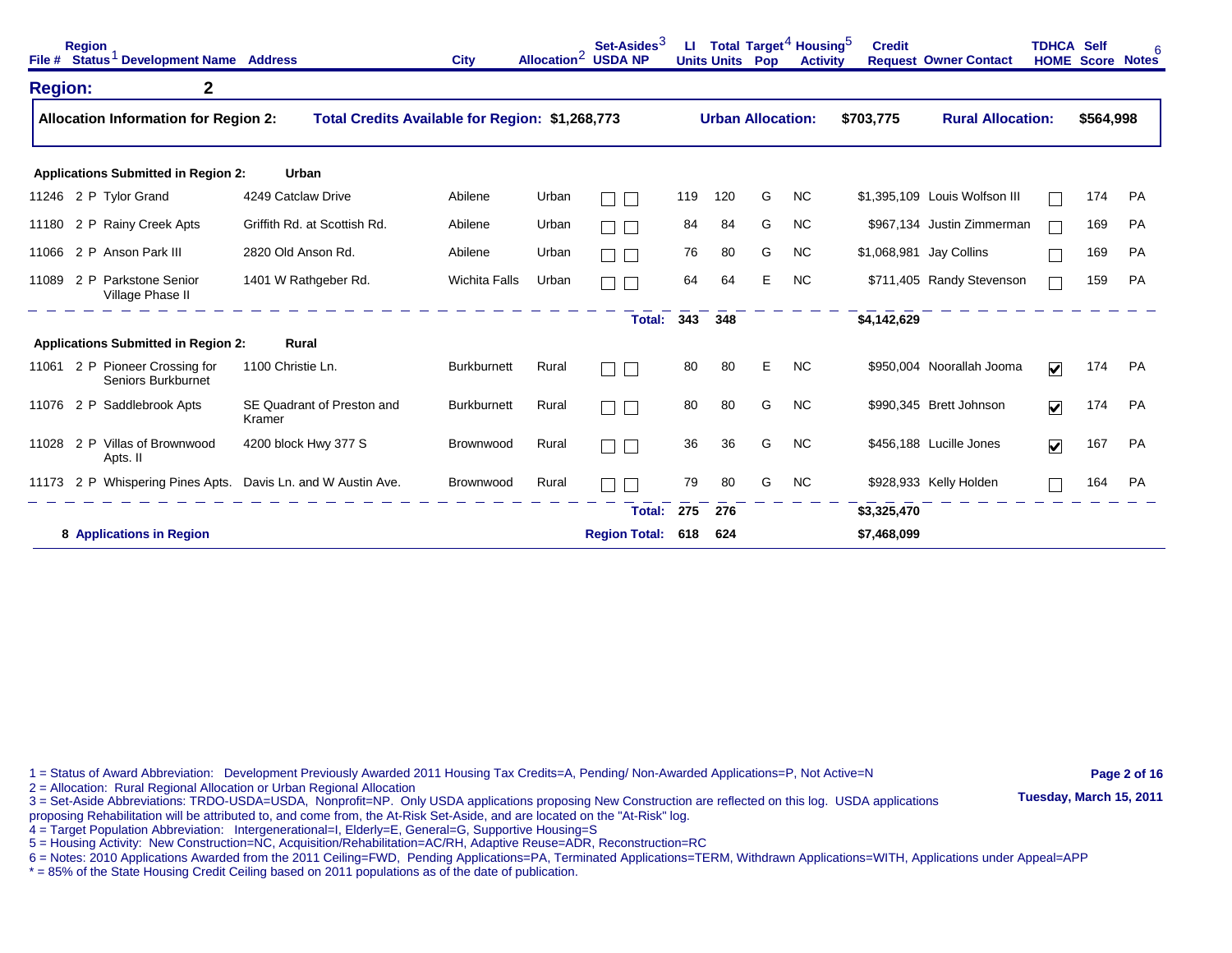| File # | Region | Status[1] | Development Name | Address | City | Allocation[2] | Set-Asides[3] USDA | NP | LI Units | Total Units | Target[4] Pop | Housing[5] Activity | Credit Request | Owner Contact | TDHCA HOME | Self Score | Notes[6] |
|---|---|---|---|---|---|---|---|---|---|---|---|---|---|---|---|---|---|

## Region: 2

**Allocation Information for Region 2:** **Total Credits Available for Region: $1,268,773** **Urban Allocation: $703,775** **Rural Allocation: $564,998**

**Applications Submitted in Region 2: Urban**

| File # | Region | Status | Development Name | Address | City | Allocation | USDA | NP | LI Units | Total Units | Target Pop | Housing Activity | Credit Request | Owner Contact | TDHCA HOME | Self Score | Notes |
|---|---|---|---|---|---|---|---|---|---|---|---|---|---|---|---|---|---|
| 11246 | 2 | P | Tylor Grand | 4249 Catclaw Drive | Abilene | Urban | ☐ | ☐ | 119 | 120 | G | NC | $1,395,109 | Louis Wolfson III | ☐ | 174 | PA |
| 11180 | 2 | P | Rainy Creek Apts | Griffith Rd. at Scottish Rd. | Abilene | Urban | ☐ | ☐ | 84 | 84 | G | NC | $967,134 | Justin Zimmerman | ☐ | 169 | PA |
| 11066 | 2 | P | Anson Park III | 2820 Old Anson Rd. | Abilene | Urban | ☐ | ☐ | 76 | 80 | G | NC | $1,068,981 | Jay Collins | ☐ | 169 | PA |
| 11089 | 2 | P | Parkstone Senior Village Phase II | 1401 W Rathgeber Rd. | Wichita Falls | Urban | ☐ | ☐ | 64 | 64 | E | NC | $711,405 | Randy Stevenson | ☐ | 159 | PA |
| | | | | | | | | **Total:** | **343** | **348** | | | **$4,142,629** | | | | |

**Applications Submitted in Region 2: Rural**

| File # | Region | Status | Development Name | Address | City | Allocation | USDA | NP | LI Units | Total Units | Target Pop | Housing Activity | Credit Request | Owner Contact | TDHCA HOME | Self Score | Notes |
|---|---|---|---|---|---|---|---|---|---|---|---|---|---|---|---|---|---|
| 11061 | 2 | P | Pioneer Crossing for Seniors Burkburnet | 1100 Christie Ln. | Burkburnett | Rural | ☐ | ☐ | 80 | 80 | E | NC | $950,004 | Noorallah Jooma | ☑ | 174 | PA |
| 11076 | 2 | P | Saddlebrook Apts | SE Quadrant of Preston and Kramer | Burkburnett | Rural | ☐ | ☐ | 80 | 80 | G | NC | $990,345 | Brett Johnson | ☑ | 174 | PA |
| 11028 | 2 | P | Villas of Brownwood Apts. II | 4200 block Hwy 377 S | Brownwood | Rural | ☐ | ☐ | 36 | 36 | G | NC | $456,188 | Lucille Jones | ☑ | 167 | PA |
| 11173 | 2 | P | Whispering Pines Apts. | Davis Ln. and W Austin Ave. | Brownwood | Rural | ☐ | ☐ | 79 | 80 | G | NC | $928,933 | Kelly Holden | ☐ | 164 | PA |
| | | | | | | | | **Total:** | **275** | **276** | | | **$3,325,470** | | | | |
| | | | **8 Applications in Region** | | | | | **Region Total:** | **618** | **624** | | | **$7,468,099** | | | | |

1 = Status of Award Abbreviation: Development Previously Awarded 2011 Housing Tax Credits=A, Pending/ Non-Awarded Applications=P, Not Active=N
2 = Allocation: Rural Regional Allocation or Urban Regional Allocation
3 = Set-Aside Abbreviations: TRDO-USDA=USDA, Nonprofit=NP. Only USDA applications proposing New Construction are reflected on this log. USDA applications proposing Rehabilitation will be attributed to, and come from, the At-Risk Set-Aside, and are located on the "At-Risk" log.
4 = Target Population Abbreviation: Intergenerational=I, Elderly=E, General=G, Supportive Housing=S
5 = Housing Activity: New Construction=NC, Acquisition/Rehabilitation=AC/RH, Adaptive Reuse=ADR, Reconstruction=RC
6 = Notes: 2010 Applications Awarded from the 2011 Ceiling=FWD, Pending Applications=PA, Terminated Applications=TERM, Withdrawn Applications=WITH, Applications under Appeal=APP
* = 85% of the State Housing Credit Ceiling based on 2011 populations as of the date of publication.

Tuesday, March 15, 2011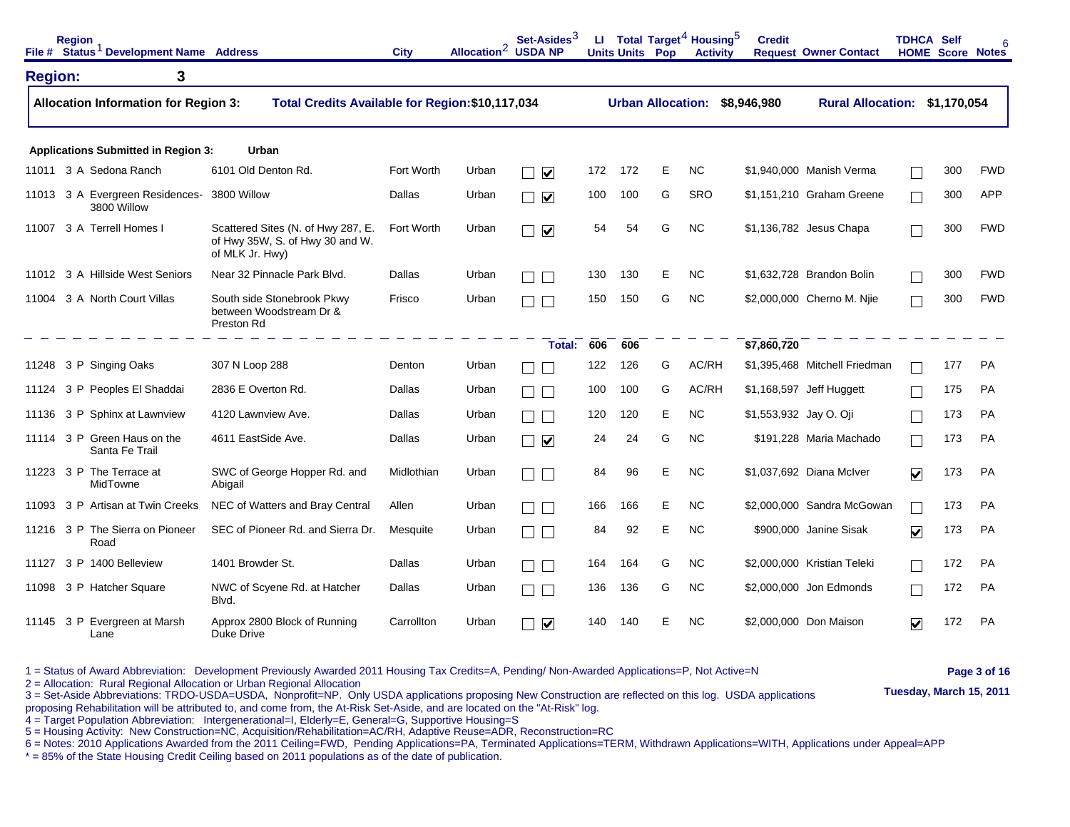## Region: 3

**Allocation Information for Region 3:** **Total Credits Available for Region: $10,117,034** **Urban Allocation: $8,946,980** **Rural Allocation: $1,170,054**

**Applications Submitted in Region 3: Urban**

| File # | Region Status[1] | Development Name | Address | City | Allocation[2] | Set-Asides[3] USDA | Set-Asides[3] NP | LI Units | Total Units | Target[4] Pop | Housing[5] Activity | Credit Request | Owner Contact | TDHCA HOME | Self Score | Notes[6] |
|---|---|---|---|---|---|---|---|---|---|---|---|---|---|---|---|---|
| 11011 | 3 A | Sedona Ranch | 6101 Old Denton Rd. | Fort Worth | Urban | ☐ | ☑ | 172 | 172 | E | NC | $1,940,000 | Manish Verma | ☐ | 300 | FWD |
| 11013 | 3 A | Evergreen Residences-3800 Willow | 3800 Willow | Dallas | Urban | ☐ | ☑ | 100 | 100 | G | SRO | $1,151,210 | Graham Greene | ☐ | 300 | APP |
| 11007 | 3 A | Terrell Homes I | Scattered Sites (N. of Hwy 287, E. of Hwy 35W, S. of Hwy 30 and W. of MLK Jr. Hwy) | Fort Worth | Urban | ☐ | ☑ | 54 | 54 | G | NC | $1,136,782 | Jesus Chapa | ☐ | 300 | FWD |
| 11012 | 3 A | Hillside West Seniors | Near 32 Pinnacle Park Blvd. | Dallas | Urban | ☐ | ☐ | 130 | 130 | E | NC | $1,632,728 | Brandon Bolin | ☐ | 300 | FWD |
| 11004 | 3 A | North Court Villas | South side Stonebrook Pkwy between Woodstream Dr & Preston Rd | Frisco | Urban | ☐ | ☐ | 150 | 150 | G | NC | $2,000,000 | Cherno M. Njie | ☐ | 300 | FWD |
| | | | | | | | **Total:** | **606** | **606** | | | **$7,860,720** | | | | |
| 11248 | 3 P | Singing Oaks | 307 N Loop 288 | Denton | Urban | ☐ | ☐ | 122 | 126 | G | AC/RH | $1,395,468 | Mitchell Friedman | ☐ | 177 | PA |
| 11124 | 3 P | Peoples El Shaddai | 2836 E Overton Rd. | Dallas | Urban | ☐ | ☐ | 100 | 100 | G | AC/RH | $1,168,597 | Jeff Huggett | ☐ | 175 | PA |
| 11136 | 3 P | Sphinx at Lawnview | 4120 Lawnview Ave. | Dallas | Urban | ☐ | ☐ | 120 | 120 | E | NC | $1,553,932 | Jay O. Oji | ☐ | 173 | PA |
| 11114 | 3 P | Green Haus on the Santa Fe Trail | 4611 EastSide Ave. | Dallas | Urban | ☐ | ☑ | 24 | 24 | G | NC | $191,228 | Maria Machado | ☐ | 173 | PA |
| 11223 | 3 P | The Terrace at MidTowne | SWC of George Hopper Rd. and Abigail | Midlothian | Urban | ☐ | ☐ | 84 | 96 | E | NC | $1,037,692 | Diana McIver | ☑ | 173 | PA |
| 11093 | 3 P | Artisan at Twin Creeks | NEC of Watters and Bray Central | Allen | Urban | ☐ | ☐ | 166 | 166 | E | NC | $2,000,000 | Sandra McGowan | ☐ | 173 | PA |
| 11216 | 3 P | The Sierra on Pioneer Road | SEC of Pioneer Rd. and Sierra Dr. | Mesquite | Urban | ☐ | ☐ | 84 | 92 | E | NC | $900,000 | Janine Sisak | ☑ | 173 | PA |
| 11127 | 3 P | 1400 Belleview | 1401 Browder St. | Dallas | Urban | ☐ | ☐ | 164 | 164 | G | NC | $2,000,000 | Kristian Teleki | ☐ | 172 | PA |
| 11098 | 3 P | Hatcher Square | NWC of Scyene Rd. at Hatcher Blvd. | Dallas | Urban | ☐ | ☐ | 136 | 136 | G | NC | $2,000,000 | Jon Edmonds | ☐ | 172 | PA |
| 11145 | 3 P | Evergreen at Marsh Lane | Approx 2800 Block of Running Duke Drive | Carrollton | Urban | ☐ | ☑ | 140 | 140 | E | NC | $2,000,000 | Don Maison | ☑ | 172 | PA |

1 = Status of Award Abbreviation: Development Previously Awarded 2011 Housing Tax Credits=A, Pending/ Non-Awarded Applications=P, Not Active=N
2 = Allocation: Rural Regional Allocation or Urban Regional Allocation
3 = Set-Aside Abbreviations: TRDO-USDA=USDA, Nonprofit=NP. Only USDA applications proposing New Construction are reflected on this log. USDA applications proposing Rehabilitation will be attributed to, and come from, the At-Risk Set-Aside, and are located on the "At-Risk" log.
4 = Target Population Abbreviation: Intergenerational=I, Elderly=E, General=G, Supportive Housing=S
5 = Housing Activity: New Construction=NC, Acquisition/Rehabilitation=AC/RH, Adaptive Reuse=ADR, Reconstruction=RC
6 = Notes: 2010 Applications Awarded from the 2011 Ceiling=FWD, Pending Applications=PA, Terminated Applications=TERM, Withdrawn Applications=WITH, Applications under Appeal=APP
* = 85% of the State Housing Credit Ceiling based on 2011 populations as of the date of publication.

Tuesday, March 15, 2011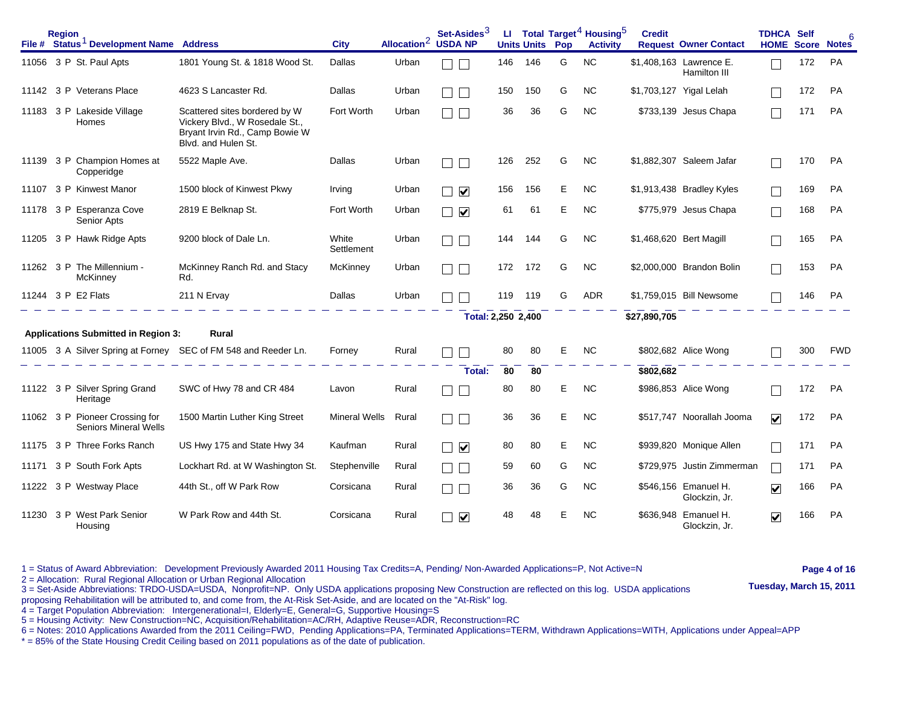| File # | Region | Status[1] | Development Name | Address | City | Allocation[2] | Set-Asides[3] USDA | Set-Asides[3] NP | LI Units | Total Units | Target[4] Pop | Housing[5] Activity | Credit Request | Owner Contact | TDHCA HOME | Self Score | Notes[6] |
|---|---|---|---|---|---|---|---|---|---|---|---|---|---|---|---|---|---|
| 11056 | 3 | P | St. Paul Apts | 1801 Young St. & 1818 Wood St. | Dallas | Urban | ☐ | ☐ | 146 | 146 | G | NC | $1,408,163 | Lawrence E. Hamilton III | ☐ | 172 | PA |
| 11142 | 3 | P | Veterans Place | 4623 S Lancaster Rd. | Dallas | Urban | ☐ | ☐ | 150 | 150 | G | NC | $1,703,127 | Yigal Lelah | ☐ | 172 | PA |
| 11183 | 3 | P | Lakeside Village Homes | Scattered sites bordered by W Vickery Blvd., W Rosedale St., Bryant Irvin Rd., Camp Bowie W Blvd. and Hulen St. | Fort Worth | Urban | ☐ | ☐ | 36 | 36 | G | NC | $733,139 | Jesus Chapa | ☐ | 171 | PA |
| 11139 | 3 | P | Champion Homes at Copperidge | 5522 Maple Ave. | Dallas | Urban | ☐ | ☐ | 126 | 252 | G | NC | $1,882,307 | Saleem Jafar | ☐ | 170 | PA |
| 11107 | 3 | P | Kinwest Manor | 1500 block of Kinwest Pkwy | Irving | Urban | ☐ | ☑ | 156 | 156 | E | NC | $1,913,438 | Bradley Kyles | ☐ | 169 | PA |
| 11178 | 3 | P | Esperanza Cove Senior Apts | 2819 E Belknap St. | Fort Worth | Urban | ☐ | ☑ | 61 | 61 | E | NC | $775,979 | Jesus Chapa | ☐ | 168 | PA |
| 11205 | 3 | P | Hawk Ridge Apts | 9200 block of Dale Ln. | White Settlement | Urban | ☐ | ☐ | 144 | 144 | G | NC | $1,468,620 | Bert Magill | ☐ | 165 | PA |
| 11262 | 3 | P | The Millennium - McKinney | McKinney Ranch Rd. and Stacy Rd. | McKinney | Urban | ☐ | ☐ | 172 | 172 | G | NC | $2,000,000 | Brandon Bolin | ☐ | 153 | PA |
| 11244 | 3 | P | E2 Flats | 211 N Ervay | Dallas | Urban | ☐ | ☐ | 119 | 119 | G | ADR | $1,759,015 | Bill Newsome | ☐ | 146 | PA |
| | | | | | | | | **Total:** | **2,250** | **2,400** | | | **$27,890,705** | | | | |

**Applications Submitted in Region 3: Rural**

| File # | Region | Status[1] | Development Name | Address | City | Allocation[2] | Set-Asides[3] USDA | Set-Asides[3] NP | LI Units | Total Units | Target[4] Pop | Housing[5] Activity | Credit Request | Owner Contact | TDHCA HOME | Self Score | Notes[6] |
|---|---|---|---|---|---|---|---|---|---|---|---|---|---|---|---|---|---|
| 11005 | 3 | A | Silver Spring at Forney | SEC of FM 548 and Reeder Ln. | Forney | Rural | ☐ | ☐ | 80 | 80 | E | NC | $802,682 | Alice Wong | ☐ | 300 | FWD |
| | | | | | | | | **Total:** | **80** | **80** | | | **$802,682** | | | | |
| 11122 | 3 | P | Silver Spring Grand Heritage | SWC of Hwy 78 and CR 484 | Lavon | Rural | ☐ | ☐ | 80 | 80 | E | NC | $986,853 | Alice Wong | ☐ | 172 | PA |
| 11062 | 3 | P | Pioneer Crossing for Seniors Mineral Wells | 1500 Martin Luther King Street | Mineral Wells | Rural | ☐ | ☐ | 36 | 36 | E | NC | $517,747 | Noorallah Jooma | ☑ | 172 | PA |
| 11175 | 3 | P | Three Forks Ranch | US Hwy 175 and State Hwy 34 | Kaufman | Rural | ☐ | ☑ | 80 | 80 | E | NC | $939,820 | Monique Allen | ☐ | 171 | PA |
| 11171 | 3 | P | South Fork Apts | Lockhart Rd. at W Washington St. | Stephenville | Rural | ☐ | ☐ | 59 | 60 | G | NC | $729,975 | Justin Zimmerman | ☐ | 171 | PA |
| 11222 | 3 | P | Westway Place | 44th St., off W Park Row | Corsicana | Rural | ☐ | ☐ | 36 | 36 | G | NC | $546,156 | Emanuel H. Glockzin, Jr. | ☑ | 166 | PA |
| 11230 | 3 | P | West Park Senior Housing | W Park Row and 44th St. | Corsicana | Rural | ☐ | ☑ | 48 | 48 | E | NC | $636,948 | Emanuel H. Glockzin, Jr. | ☑ | 166 | PA |

1 = Status of Award Abbreviation: Development Previously Awarded 2011 Housing Tax Credits=A, Pending/ Non-Awarded Applications=P, Not Active=N
2 = Allocation: Rural Regional Allocation or Urban Regional Allocation
3 = Set-Aside Abbreviations: TRDO-USDA=USDA, Nonprofit=NP. Only USDA applications proposing New Construction are reflected on this log. USDA applications proposing Rehabilitation will be attributed to, and come from, the At-Risk Set-Aside, and are located on the "At-Risk" log.
4 = Target Population Abbreviation: Intergenerational=I, Elderly=E, General=G, Supportive Housing=S
5 = Housing Activity: New Construction=NC, Acquisition/Rehabilitation=AC/RH, Adaptive Reuse=ADR, Reconstruction=RC
6 = Notes: 2010 Applications Awarded from the 2011 Ceiling=FWD, Pending Applications=PA, Terminated Applications=TERM, Withdrawn Applications=WITH, Applications under Appeal=APP
* = 85% of the State Housing Credit Ceiling based on 2011 populations as of the date of publication.

Tuesday, March 15, 2011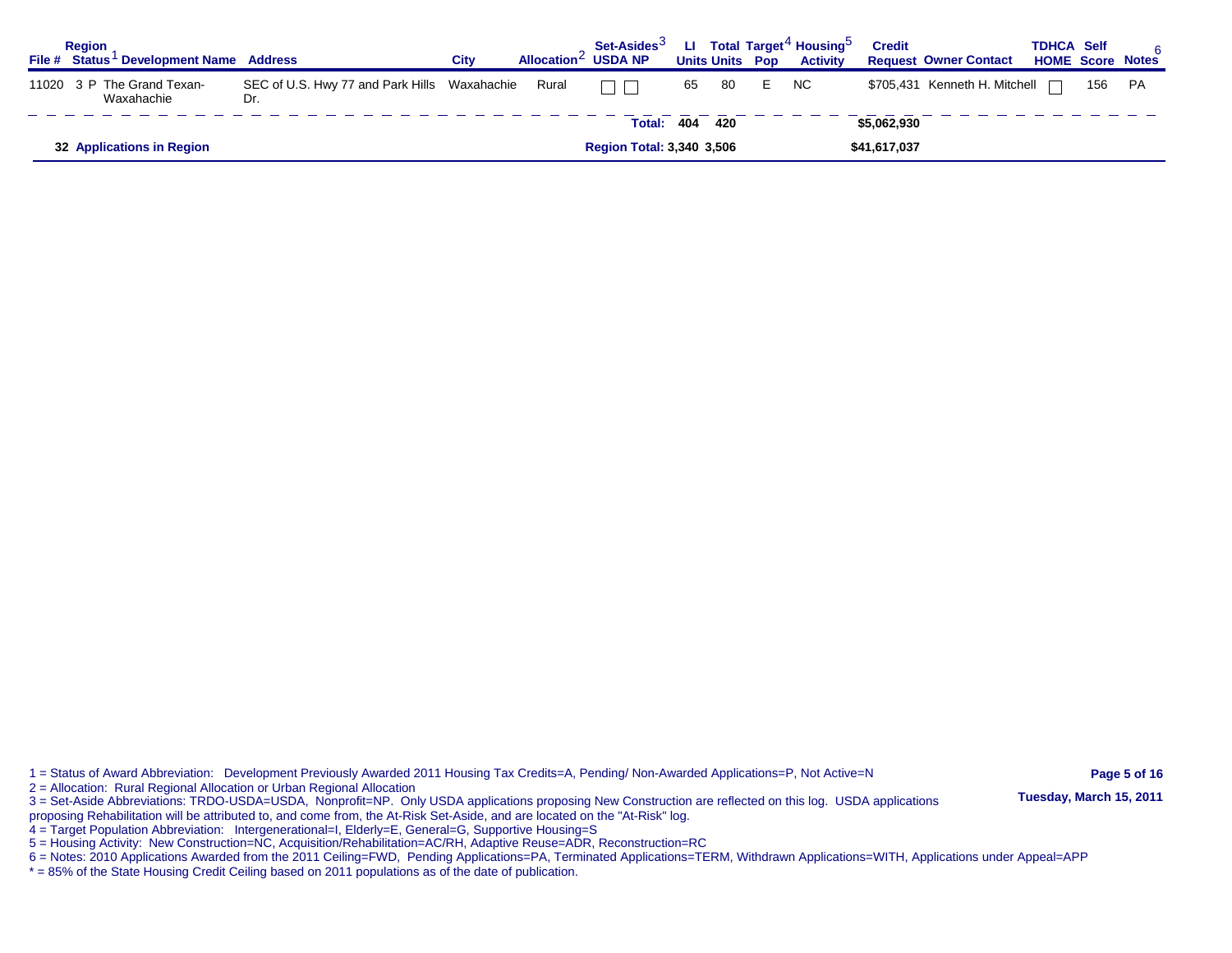| File # | Region | Status[1] | Development Name | Address | City | Allocation[2] | Set-Asides[3] USDA | Set-Asides[3] NP | LI Units | Total Units | Target[4] Pop | Housing[5] Activity | Credit Request | Owner Contact | TDHCA HOME | Self Score | Notes[6] |
|---|---|---|---|---|---|---|---|---|---|---|---|---|---|---|---|---|---|
| 11020 | 3 | P | The Grand Texan-Waxahachie | SEC of U.S. Hwy 77 and Park Hills Dr. | Waxahachie | Rural | ☐ | ☐ | 65 | 80 | E | NC | $705,431 | Kenneth H. Mitchell | ☐ | 156 | PA |
| | | | | | | | | **Total:** | **404** | **420** | | | **$5,062,930** | | | | |
| | **32** | | **Applications in Region** | | | | | **Region Total:** | **3,340** | **3,506** | | | **$41,617,037** | | | | |

1 = Status of Award Abbreviation: Development Previously Awarded 2011 Housing Tax Credits=A, Pending/ Non-Awarded Applications=P, Not Active=N

2 = Allocation: Rural Regional Allocation or Urban Regional Allocation

3 = Set-Aside Abbreviations: TRDO-USDA=USDA, Nonprofit=NP. Only USDA applications proposing New Construction are reflected on this log. USDA applications proposing Rehabilitation will be attributed to, and come from, the At-Risk Set-Aside, and are located on the "At-Risk" log.

4 = Target Population Abbreviation: Intergenerational=I, Elderly=E, General=G, Supportive Housing=S

5 = Housing Activity: New Construction=NC, Acquisition/Rehabilitation=AC/RH, Adaptive Reuse=ADR, Reconstruction=RC

6 = Notes: 2010 Applications Awarded from the 2011 Ceiling=FWD, Pending Applications=PA, Terminated Applications=TERM, Withdrawn Applications=WITH, Applications under Appeal=APP

* = 85% of the State Housing Credit Ceiling based on 2011 populations as of the date of publication.

**Tuesday, March 15, 2011**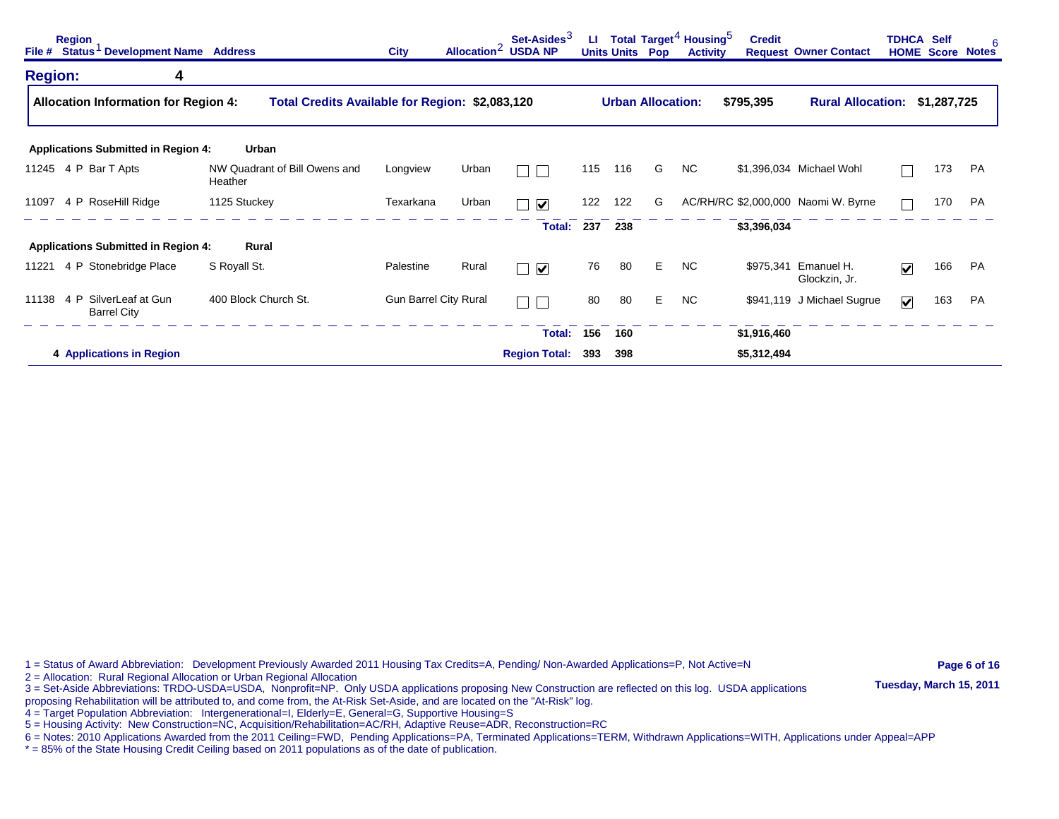| File # | Region Status[1] | Development Name | Address | City | Allocation[2] | Set-Asides[3] USDA | NP | LI Units | Total Units | Target[4] Pop | Housing[5] Activity | Credit Request | Owner Contact | TDHCA HOME | Self Score | Notes[6] |
|---|---|---|---|---|---|---|---|---|---|---|---|---|---|---|---|---|
| **Region: 4** | | | | | | | | | | | | | | | | |
| **Allocation Information for Region 4:** | | **Total Credits Available for Region: $2,083,120** | | | | | | | **Urban Allocation:** | | | **$795,395** | **Rural Allocation:** | **$1,287,725** | | |
| **Applications Submitted in Region 4:** | | **Urban** | | | | | | | | | | | | | | |
| 11245 | 4 P | Bar T Apts | NW Quadrant of Bill Owens and Heather | Longview | Urban | ☐ | ☐ | 115 | 116 | G | NC | $1,396,034 | Michael Wohl | ☐ | 173 | PA |
| 11097 | 4 P | RoseHill Ridge | 1125 Stuckey | Texarkana | Urban | ☐ | ☑ | 122 | 122 | G | AC/RH/RC | $2,000,000 | Naomi W. Byrne | ☐ | 170 | PA |
| | | | | | | **Total:** | | **237** | **238** | | | **$3,396,034** | | | | |
| **Applications Submitted in Region 4:** | | **Rural** | | | | | | | | | | | | | | |
| 11221 | 4 P | Stonebridge Place | S Royall St. | Palestine | Rural | ☐ | ☑ | 76 | 80 | E | NC | $975,341 | Emanuel H. Glockzin, Jr. | ☑ | 166 | PA |
| 11138 | 4 P | SilverLeaf at Gun Barrel City | 400 Block Church St. | Gun Barrel City | Rural | ☐ | ☐ | 80 | 80 | E | NC | $941,119 | J Michael Sugrue | ☑ | 163 | PA |
| | | | | | | **Total:** | | **156** | **160** | | | **$1,916,460** | | | | |
| | **4 Applications in Region** | | | | | **Region Total:** | | **393** | **398** | | | **$5,312,494** | | | | |

1 = Status of Award Abbreviation: Development Previously Awarded 2011 Housing Tax Credits=A, Pending/ Non-Awarded Applications=P, Not Active=N
2 = Allocation: Rural Regional Allocation or Urban Regional Allocation
3 = Set-Aside Abbreviations: TRDO-USDA=USDA, Nonprofit=NP. Only USDA applications proposing New Construction are reflected on this log. USDA applications proposing Rehabilitation will be attributed to, and come from, the At-Risk Set-Aside, and are located on the "At-Risk" log.
4 = Target Population Abbreviation: Intergenerational=I, Elderly=E, General=G, Supportive Housing=S
5 = Housing Activity: New Construction=NC, Acquisition/Rehabilitation=AC/RH, Adaptive Reuse=ADR, Reconstruction=RC
6 = Notes: 2010 Applications Awarded from the 2011 Ceiling=FWD, Pending Applications=PA, Terminated Applications=TERM, Withdrawn Applications=WITH, Applications under Appeal=APP
* = 85% of the State Housing Credit Ceiling based on 2011 populations as of the date of publication.

Tuesday, March 15, 2011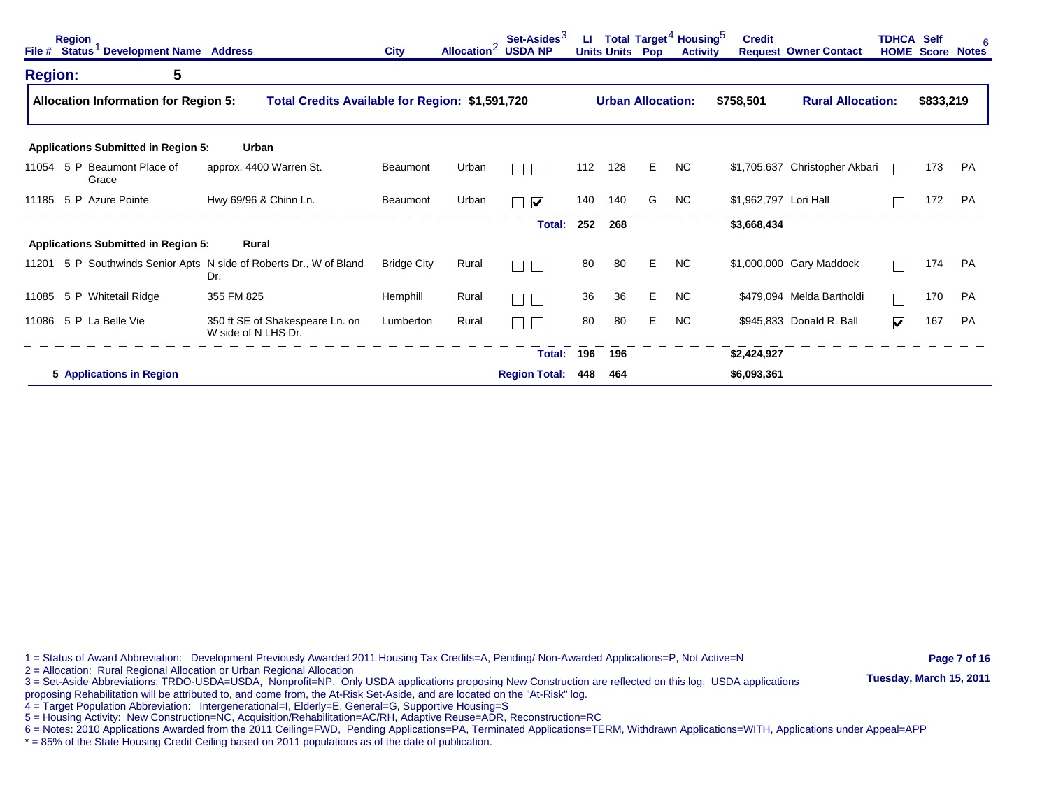## Region: 5

**Allocation Information for Region 5:** **Total Credits Available for Region: $1,591,720** **Urban Allocation: $758,501** **Rural Allocation: $833,219**

| File # | Region | Status[1] | Development Name | Address | City | Allocation[2] | Set-Asides[3] USDA | Set-Asides[3] NP | LI Units | Total Units | Target[4] Pop | Housing[5] Activity | Credit Request | Owner Contact | TDHCA HOME | Self Score | Notes[6] |
|---|---|---|---|---|---|---|---|---|---|---|---|---|---|---|---|---|---|
| **Applications Submitted in Region 5: Urban** | | | | | | | | | | | | | | | | | |
| 11054 | 5 | P | Beaumont Place of Grace | approx. 4400 Warren St. | Beaumont | Urban | ☐ | ☐ | 112 | 128 | E | NC | $1,705,637 | Christopher Akbari | ☐ | 173 | PA |
| 11185 | 5 | P | Azure Pointe | Hwy 69/96 & Chinn Ln. | Beaumont | Urban | ☐ | ☑ | 140 | 140 | G | NC | $1,962,797 | Lori Hall | ☐ | 172 | PA |
| | | | | | | | | **Total:** | **252** | **268** | | | **$3,668,434** | | | | |
| **Applications Submitted in Region 5: Rural** | | | | | | | | | | | | | | | | | |
| 11201 | 5 | P | Southwinds Senior Apts | N side of Roberts Dr., W of Bland Dr. | Bridge City | Rural | ☐ | ☐ | 80 | 80 | E | NC | $1,000,000 | Gary Maddock | ☐ | 174 | PA |
| 11085 | 5 | P | Whitetail Ridge | 355 FM 825 | Hemphill | Rural | ☐ | ☐ | 36 | 36 | E | NC | $479,094 | Melda Bartholdi | ☐ | 170 | PA |
| 11086 | 5 | P | La Belle Vie | 350 ft SE of Shakespeare Ln. on W side of N LHS Dr. | Lumberton | Rural | ☐ | ☐ | 80 | 80 | E | NC | $945,833 | Donald R. Ball | ☑ | 167 | PA |
| | | | | | | | | **Total:** | **196** | **196** | | | **$2,424,927** | | | | |
| **5 Applications in Region** | | | | | | | | **Region Total:** | **448** | **464** | | | **$6,093,361** | | | | |

1 = Status of Award Abbreviation: Development Previously Awarded 2011 Housing Tax Credits=A, Pending/ Non-Awarded Applications=P, Not Active=N
2 = Allocation: Rural Regional Allocation or Urban Regional Allocation
3 = Set-Aside Abbreviations: TRDO-USDA=USDA, Nonprofit=NP. Only USDA applications proposing New Construction are reflected on this log. USDA applications proposing Rehabilitation will be attributed to, and come from, the At-Risk Set-Aside, and are located on the "At-Risk" log.
4 = Target Population Abbreviation: Intergenerational=I, Elderly=E, General=G, Supportive Housing=S
5 = Housing Activity: New Construction=NC, Acquisition/Rehabilitation=AC/RH, Adaptive Reuse=ADR, Reconstruction=RC
6 = Notes: 2010 Applications Awarded from the 2011 Ceiling=FWD, Pending Applications=PA, Terminated Applications=TERM, Withdrawn Applications=WITH, Applications under Appeal=APP
* = 85% of the State Housing Credit Ceiling based on 2011 populations as of the date of publication.

Tuesday, March 15, 2011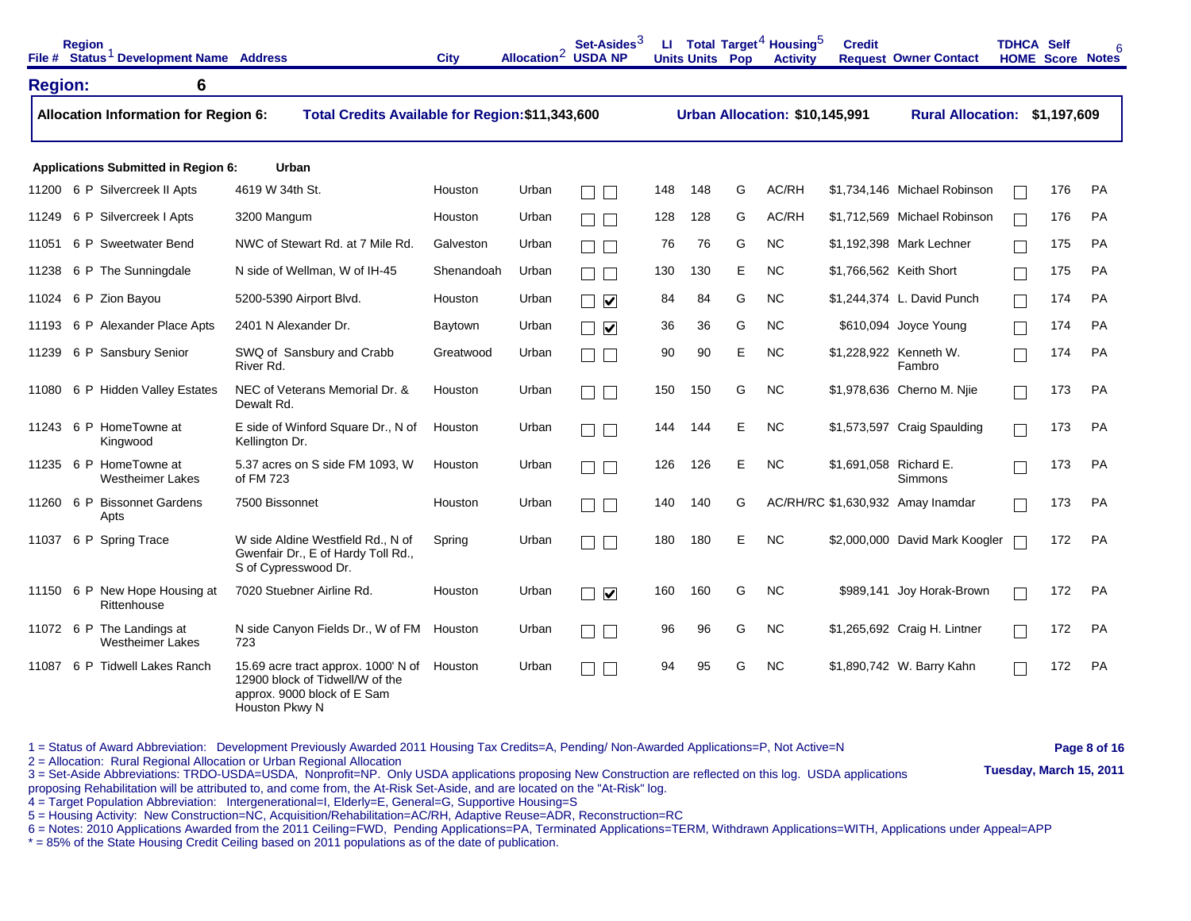| File # | Region Status[1] | Development Name | Address | City | Allocation[2] | Set-Asides[3] USDA | NP | LI Units | Total Units | Target[4] Pop | Housing[5] Activity | Credit Request | Owner Contact | TDHCA HOME | Self Score | Notes[6] |
|---|---|---|---|---|---|---|---|---|---|---|---|---|---|---|---|---|

**Region: 6**

**Allocation Information for Region 6:** **Total Credits Available for Region: $11,343,600** **Urban Allocation: $10,145,991** **Rural Allocation: $1,197,609**

**Applications Submitted in Region 6: Urban**

| File # | Region Status[1] | Development Name | Address | City | Allocation[2] | USDA | NP | LI Units | Total Units | Target[4] Pop | Housing[5] Activity | Credit Request | Owner Contact | TDHCA HOME | Self Score | Notes[6] |
|---|---|---|---|---|---|---|---|---|---|---|---|---|---|---|---|---|
| 11200 | 6 P | Silvercreek II Apts | 4619 W 34th St. | Houston | Urban | ☐ | ☐ | 148 | 148 | G | AC/RH | $1,734,146 | Michael Robinson | ☐ | 176 | PA |
| 11249 | 6 P | Silvercreek I Apts | 3200 Mangum | Houston | Urban | ☐ | ☐ | 128 | 128 | G | AC/RH | $1,712,569 | Michael Robinson | ☐ | 176 | PA |
| 11051 | 6 P | Sweetwater Bend | NWC of Stewart Rd. at 7 Mile Rd. | Galveston | Urban | ☐ | ☐ | 76 | 76 | G | NC | $1,192,398 | Mark Lechner | ☐ | 175 | PA |
| 11238 | 6 P | The Sunningdale | N side of Wellman, W of IH-45 | Shenandoah | Urban | ☐ | ☐ | 130 | 130 | E | NC | $1,766,562 | Keith Short | ☐ | 175 | PA |
| 11024 | 6 P | Zion Bayou | 5200-5390 Airport Blvd. | Houston | Urban | ☐ | ☑ | 84 | 84 | G | NC | $1,244,374 | L. David Punch | ☐ | 174 | PA |
| 11193 | 6 P | Alexander Place Apts | 2401 N Alexander Dr. | Baytown | Urban | ☐ | ☑ | 36 | 36 | G | NC | $610,094 | Joyce Young | ☐ | 174 | PA |
| 11239 | 6 P | Sansbury Senior | SWQ of Sansbury and Crabb River Rd. | Greatwood | Urban | ☐ | ☐ | 90 | 90 | E | NC | $1,228,922 | Kenneth W. Fambro | ☐ | 174 | PA |
| 11080 | 6 P | Hidden Valley Estates | NEC of Veterans Memorial Dr. & Dewalt Rd. | Houston | Urban | ☐ | ☐ | 150 | 150 | G | NC | $1,978,636 | Cherno M. Njie | ☐ | 173 | PA |
| 11243 | 6 P | HomeTowne at Kingwood | E side of Winford Square Dr., N of Kellington Dr. | Houston | Urban | ☐ | ☐ | 144 | 144 | E | NC | $1,573,597 | Craig Spaulding | ☐ | 173 | PA |
| 11235 | 6 P | HomeTowne at Westheimer Lakes | 5.37 acres on S side FM 1093, W of FM 723 | Houston | Urban | ☐ | ☐ | 126 | 126 | E | NC | $1,691,058 | Richard E. Simmons | ☐ | 173 | PA |
| 11260 | 6 P | Bissonnet Gardens Apts | 7500 Bissonnet | Houston | Urban | ☐ | ☐ | 140 | 140 | G | AC/RH/RC | $1,630,932 | Amay Inamdar | ☐ | 173 | PA |
| 11037 | 6 P | Spring Trace | W side Aldine Westfield Rd., N of Gwenfair Dr., E of Hardy Toll Rd., S of Cypresswood Dr. | Spring | Urban | ☐ | ☐ | 180 | 180 | E | NC | $2,000,000 | David Mark Koogler | ☐ | 172 | PA |
| 11150 | 6 P | New Hope Housing at Rittenhouse | 7020 Stuebner Airline Rd. | Houston | Urban | ☐ | ☑ | 160 | 160 | G | NC | $989,141 | Joy Horak-Brown | ☐ | 172 | PA |
| 11072 | 6 P | The Landings at Westheimer Lakes | N side Canyon Fields Dr., W of FM 723 | Houston | Urban | ☐ | ☐ | 96 | 96 | G | NC | $1,265,692 | Craig H. Lintner | ☐ | 172 | PA |
| 11087 | 6 P | Tidwell Lakes Ranch | 15.69 acre tract approx. 1000' N of 12900 block of Tidwell/W of the approx. 9000 block of E Sam Houston Pkwy N | Houston | Urban | ☐ | ☐ | 94 | 95 | G | NC | $1,890,742 | W. Barry Kahn | ☐ | 172 | PA |

1 = Status of Award Abbreviation: Development Previously Awarded 2011 Housing Tax Credits=A, Pending/ Non-Awarded Applications=P, Not Active=N
2 = Allocation: Rural Regional Allocation or Urban Regional Allocation
3 = Set-Aside Abbreviations: TRDO-USDA=USDA, Nonprofit=NP. Only USDA applications proposing New Construction are reflected on this log. USDA applications proposing Rehabilitation will be attributed to, and come from, the At-Risk Set-Aside, and are located on the "At-Risk" log.
4 = Target Population Abbreviation: Intergenerational=I, Elderly=E, General=G, Supportive Housing=S
5 = Housing Activity: New Construction=NC, Acquisition/Rehabilitation=AC/RH, Adaptive Reuse=ADR, Reconstruction=RC
6 = Notes: 2010 Applications Awarded from the 2011 Ceiling=FWD, Pending Applications=PA, Terminated Applications=TERM, Withdrawn Applications=WITH, Applications under Appeal=APP
* = 85% of the State Housing Credit Ceiling based on 2011 populations as of the date of publication.

Tuesday, March 15, 2011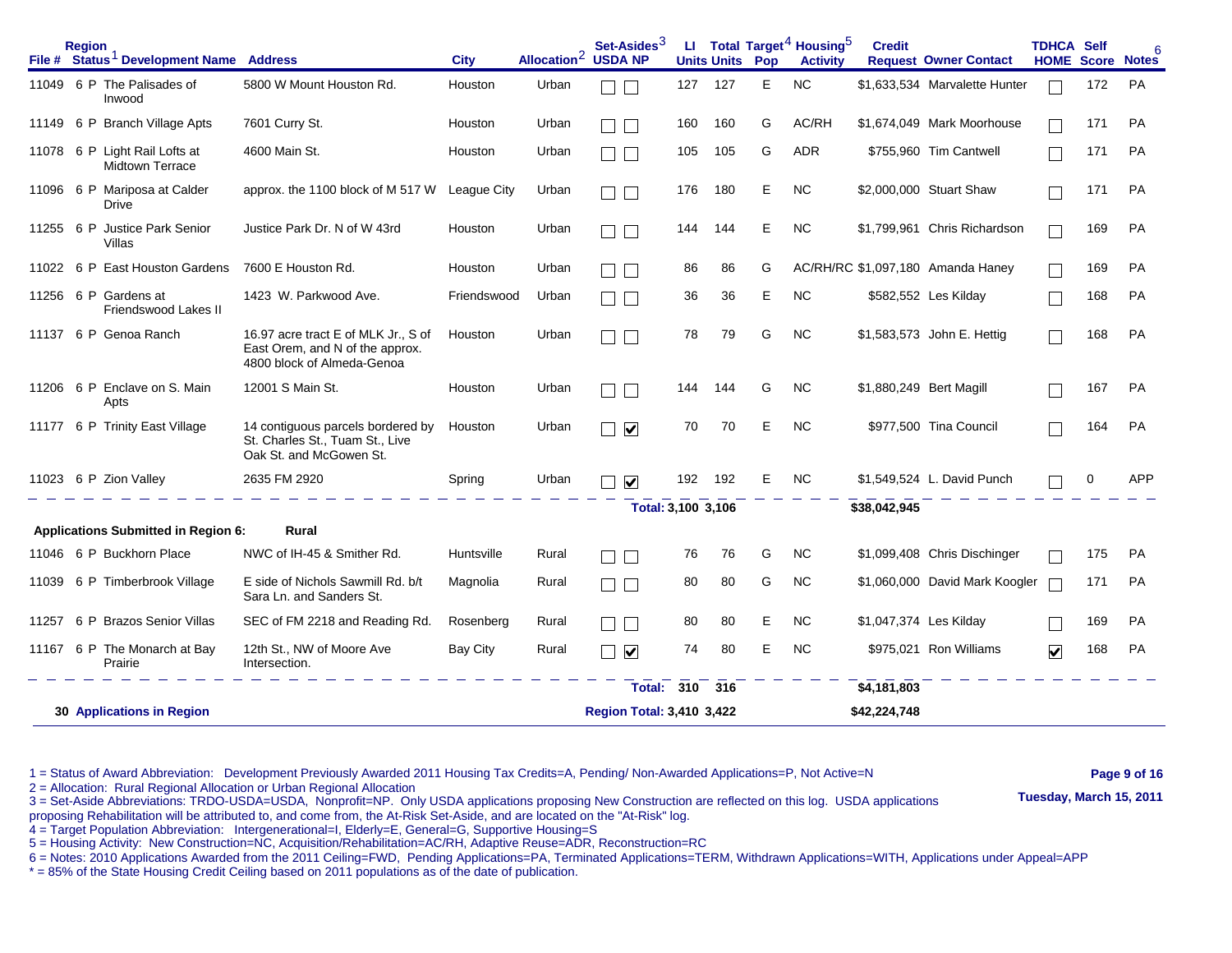| File # | Region | Status[1] | Development Name | Address | City | Allocation[2] | Set-Asides[3] USDA | NP | LI Units | Total Units | Target[4] Pop | Housing[5] Activity | Credit Request | Owner Contact | TDHCA HOME | Self Score | Notes[6] |
|---|---|---|---|---|---|---|---|---|---|---|---|---|---|---|---|---|---|
| 11049 | 6 | P | The Palisades of Inwood | 5800 W Mount Houston Rd. | Houston | Urban | ☐ | ☐ | 127 | 127 | E | NC | $1,633,534 | Marvalette Hunter | ☐ | 172 | PA |
| 11149 | 6 | P | Branch Village Apts | 7601 Curry St. | Houston | Urban | ☐ | ☐ | 160 | 160 | G | AC/RH | $1,674,049 | Mark Moorhouse | ☐ | 171 | PA |
| 11078 | 6 | P | Light Rail Lofts at Midtown Terrace | 4600 Main St. | Houston | Urban | ☐ | ☐ | 105 | 105 | G | ADR | $755,960 | Tim Cantwell | ☐ | 171 | PA |
| 11096 | 6 | P | Mariposa at Calder Drive | approx. the 1100 block of M 517 W | League City | Urban | ☐ | ☐ | 176 | 180 | E | NC | $2,000,000 | Stuart Shaw | ☐ | 171 | PA |
| 11255 | 6 | P | Justice Park Senior Villas | Justice Park Dr. N of W 43rd | Houston | Urban | ☐ | ☐ | 144 | 144 | E | NC | $1,799,961 | Chris Richardson | ☐ | 169 | PA |
| 11022 | 6 | P | East Houston Gardens | 7600 E Houston Rd. | Houston | Urban | ☐ | ☐ | 86 | 86 | G | AC/RH/RC | $1,097,180 | Amanda Haney | ☐ | 169 | PA |
| 11256 | 6 | P | Gardens at Friendswood Lakes II | 1423 W. Parkwood Ave. | Friendswood | Urban | ☐ | ☐ | 36 | 36 | E | NC | $582,552 | Les Kilday | ☐ | 168 | PA |
| 11137 | 6 | P | Genoa Ranch | 16.97 acre tract E of MLK Jr., S of East Orem, and N of the approx. 4800 block of Almeda-Genoa | Houston | Urban | ☐ | ☐ | 78 | 79 | G | NC | $1,583,573 | John E. Hettig | ☐ | 168 | PA |
| 11206 | 6 | P | Enclave on S. Main Apts | 12001 S Main St. | Houston | Urban | ☐ | ☐ | 144 | 144 | G | NC | $1,880,249 | Bert Magill | ☐ | 167 | PA |
| 11177 | 6 | P | Trinity East Village | 14 contiguous parcels bordered by St. Charles St., Tuam St., Live Oak St. and McGowen St. | Houston | Urban | ☐ | ☑ | 70 | 70 | E | NC | $977,500 | Tina Council | ☐ | 164 | PA |
| 11023 | 6 | P | Zion Valley | 2635 FM 2920 | Spring | Urban | ☐ | ☑ | 192 | 192 | E | NC | $1,549,524 | L. David Punch | ☐ | 0 | APP |
| | | | | | | | | Total: | 3,100 | 3,106 | | | $38,042,945 | | | | |
| **Applications Submitted in Region 6:** | | | | **Rural** | | | | | | | | | | | | | |
| 11046 | 6 | P | Buckhorn Place | NWC of IH-45 & Smither Rd. | Huntsville | Rural | ☐ | ☐ | 76 | 76 | G | NC | $1,099,408 | Chris Dischinger | ☐ | 175 | PA |
| 11039 | 6 | P | Timberbrook Village | E side of Nichols Sawmill Rd. b/t Sara Ln. and Sanders St. | Magnolia | Rural | ☐ | ☐ | 80 | 80 | G | NC | $1,060,000 | David Mark Koogler | ☐ | 171 | PA |
| 11257 | 6 | P | Brazos Senior Villas | SEC of FM 2218 and Reading Rd. | Rosenberg | Rural | ☐ | ☐ | 80 | 80 | E | NC | $1,047,374 | Les Kilday | ☐ | 169 | PA |
| 11167 | 6 | P | The Monarch at Bay Prairie | 12th St., NW of Moore Ave Intersection. | Bay City | Rural | ☐ | ☑ | 74 | 80 | E | NC | $975,021 | Ron Williams | ☑ | 168 | PA |
| | | | | | | | | Total: | 310 | 316 | | | $4,181,803 | | | | |
| **30 Applications in Region** | | | | | | | | Region Total: | 3,410 | 3,422 | | | $42,224,748 | | | | |

1 = Status of Award Abbreviation: Development Previously Awarded 2011 Housing Tax Credits=A, Pending/ Non-Awarded Applications=P, Not Active=N
2 = Allocation: Rural Regional Allocation or Urban Regional Allocation
3 = Set-Aside Abbreviations: TRDO-USDA=USDA, Nonprofit=NP. Only USDA applications proposing New Construction are reflected on this log. USDA applications proposing Rehabilitation will be attributed to, and come from, the At-Risk Set-Aside, and are located on the "At-Risk" log.
4 = Target Population Abbreviation: Intergenerational=I, Elderly=E, General=G, Supportive Housing=S
5 = Housing Activity: New Construction=NC, Acquisition/Rehabilitation=AC/RH, Adaptive Reuse=ADR, Reconstruction=RC
6 = Notes: 2010 Applications Awarded from the 2011 Ceiling=FWD, Pending Applications=PA, Terminated Applications=TERM, Withdrawn Applications=WITH, Applications under Appeal=APP
* = 85% of the State Housing Credit Ceiling based on 2011 populations as of the date of publication.

Tuesday, March 15, 2011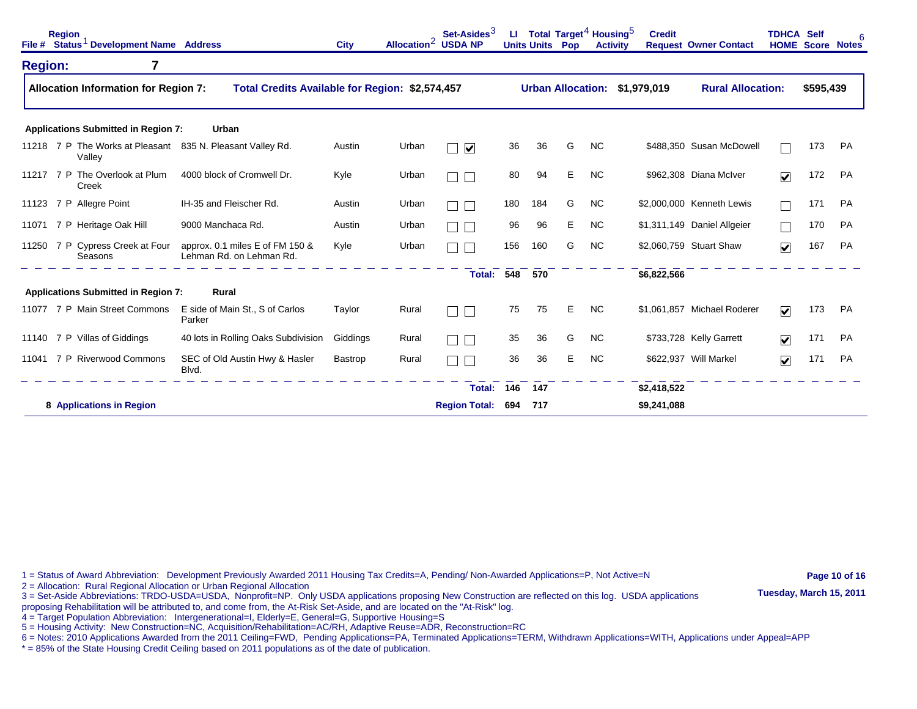## Region: 7

**Allocation Information for Region 7:** **Total Credits Available for Region: $2,574,457** **Urban Allocation: $1,979,019** **Rural Allocation: $595,439**

| File # | Region | Status[1] | Development Name | Address | City | Allocation[2] | Set-Asides[3] USDA | NP | LI Units | Total Units | Target[4] Pop | Housing[5] Activity | Credit Request | Owner Contact | TDHCA HOME | Self Score | Notes[6] |
|---|---|---|---|---|---|---|---|---|---|---|---|---|---|---|---|---|---|
| **Applications Submitted in Region 7:** | | | **Urban** | | | | | | | | | | | | | | |
| 11218 | 7 | P | The Works at Pleasant Valley | 835 N. Pleasant Valley Rd. | Austin | Urban | ☐ | ☑ | 36 | 36 | G | NC | $488,350 | Susan McDowell | ☐ | 173 | PA |
| 11217 | 7 | P | The Overlook at Plum Creek | 4000 block of Cromwell Dr. | Kyle | Urban | ☐ | ☐ | 80 | 94 | E | NC | $962,308 | Diana McIver | ☑ | 172 | PA |
| 11123 | 7 | P | Allegre Point | IH-35 and Fleischer Rd. | Austin | Urban | ☐ | ☐ | 180 | 184 | G | NC | $2,000,000 | Kenneth Lewis | ☐ | 171 | PA |
| 11071 | 7 | P | Heritage Oak Hill | 9000 Manchaca Rd. | Austin | Urban | ☐ | ☐ | 96 | 96 | E | NC | $1,311,149 | Daniel Allgeier | ☐ | 170 | PA |
| 11250 | 7 | P | Cypress Creek at Four Seasons | approx. 0.1 miles E of FM 150 & Lehman Rd. on Lehman Rd. | Kyle | Urban | ☐ | ☐ | 156 | 160 | G | NC | $2,060,759 | Stuart Shaw | ☑ | 167 | PA |
| | | | | | | | | **Total:** | **548** | **570** | | | **$6,822,566** | | | | |
| **Applications Submitted in Region 7:** | | | **Rural** | | | | | | | | | | | | | | |
| 11077 | 7 | P | Main Street Commons | E side of Main St., S of Carlos Parker | Taylor | Rural | ☐ | ☐ | 75 | 75 | E | NC | $1,061,857 | Michael Roderer | ☑ | 173 | PA |
| 11140 | 7 | P | Villas of Giddings | 40 lots in Rolling Oaks Subdivision | Giddings | Rural | ☐ | ☐ | 35 | 36 | G | NC | $733,728 | Kelly Garrett | ☑ | 171 | PA |
| 11041 | 7 | P | Riverwood Commons | SEC of Old Austin Hwy & Hasler Blvd. | Bastrop | Rural | ☐ | ☐ | 36 | 36 | E | NC | $622,937 | Will Markel | ☑ | 171 | PA |
| | | | | | | | | **Total:** | **146** | **147** | | | **$2,418,522** | | | | |
| **8 Applications in Region** | | | | | | | | **Region Total:** | **694** | **717** | | | **$9,241,088** | | | | |

1 = Status of Award Abbreviation: Development Previously Awarded 2011 Housing Tax Credits=A, Pending/ Non-Awarded Applications=P, Not Active=N
2 = Allocation: Rural Regional Allocation or Urban Regional Allocation
3 = Set-Aside Abbreviations: TRDO-USDA=USDA, Nonprofit=NP. Only USDA applications proposing New Construction are reflected on this log. USDA applications proposing Rehabilitation will be attributed to, and come from, the At-Risk Set-Aside, and are located on the "At-Risk" log.
4 = Target Population Abbreviation: Intergenerational=I, Elderly=E, General=G, Supportive Housing=S
5 = Housing Activity: New Construction=NC, Acquisition/Rehabilitation=AC/RH, Adaptive Reuse=ADR, Reconstruction=RC
6 = Notes: 2010 Applications Awarded from the 2011 Ceiling=FWD, Pending Applications=PA, Terminated Applications=TERM, Withdrawn Applications=WITH, Applications under Appeal=APP
* = 85% of the State Housing Credit Ceiling based on 2011 populations as of the date of publication.

Tuesday, March 15, 2011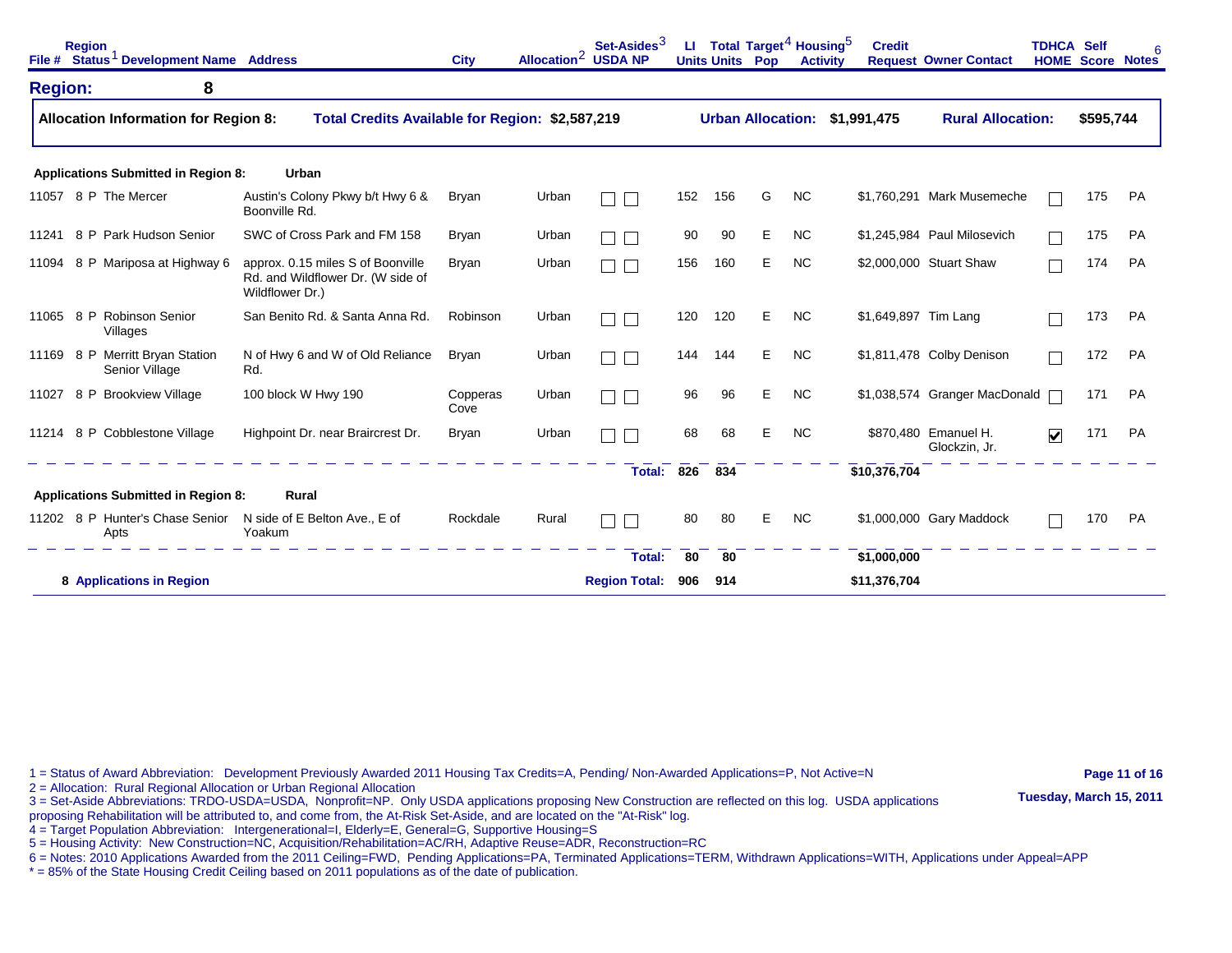| File # | Region | Status[1] | Development Name | Address | City | Allocation[2] | Set-Asides[3] USDA | NP | LI Units | Total Units | Target[4] Pop | Housing[5] Activity | Credit Request | Owner Contact | TDHCA HOME | Self Score | Notes[6] |
|---|---|---|---|---|---|---|---|---|---|---|---|---|---|---|---|---|---|

## Region: 8

**Allocation Information for Region 8:** **Total Credits Available for Region: $2,587,219** **Urban Allocation: $1,991,475** **Rural Allocation: $595,744**

**Applications Submitted in Region 8: Urban**

| File # | Region | Status | Development Name | Address | City | Allocation | USDA | NP | LI Units | Total Units | Target Pop | Housing Activity | Credit Request | Owner Contact | TDHCA HOME | Self Score | Notes |
|---|---|---|---|---|---|---|---|---|---|---|---|---|---|---|---|---|---|
| 11057 | 8 | P | The Mercer | Austin's Colony Pkwy b/t Hwy 6 & Boonville Rd. | Bryan | Urban | ☐ | ☐ | 152 | 156 | G | NC | $1,760,291 | Mark Musemeche | ☐ | 175 | PA |
| 11241 | 8 | P | Park Hudson Senior | SWC of Cross Park and FM 158 | Bryan | Urban | ☐ | ☐ | 90 | 90 | E | NC | $1,245,984 | Paul Milosevich | ☐ | 175 | PA |
| 11094 | 8 | P | Mariposa at Highway 6 | approx. 0.15 miles S of Boonville Rd. and Wildflower Dr. (W side of Wildflower Dr.) | Bryan | Urban | ☐ | ☐ | 156 | 160 | E | NC | $2,000,000 | Stuart Shaw | ☐ | 174 | PA |
| 11065 | 8 | P | Robinson Senior Villages | San Benito Rd. & Santa Anna Rd. | Robinson | Urban | ☐ | ☐ | 120 | 120 | E | NC | $1,649,897 | Tim Lang | ☐ | 173 | PA |
| 11169 | 8 | P | Merritt Bryan Station Senior Village | N of Hwy 6 and W of Old Reliance Rd. | Bryan | Urban | ☐ | ☐ | 144 | 144 | E | NC | $1,811,478 | Colby Denison | ☐ | 172 | PA |
| 11027 | 8 | P | Brookview Village | 100 block W Hwy 190 | Copperas Cove | Urban | ☐ | ☐ | 96 | 96 | E | NC | $1,038,574 | Granger MacDonald | ☐ | 171 | PA |
| 11214 | 8 | P | Cobblestone Village | Highpoint Dr. near Braircrest Dr. | Bryan | Urban | ☐ | ☐ | 68 | 68 | E | NC | $870,480 | Emanuel H. Glockzin, Jr. | ☑ | 171 | PA |
| | | | | | | | | **Total:** | **826** | **834** | | | **$10,376,704** | | | | |

**Applications Submitted in Region 8: Rural**

| File # | Region | Status | Development Name | Address | City | Allocation | USDA | NP | LI Units | Total Units | Target Pop | Housing Activity | Credit Request | Owner Contact | TDHCA HOME | Self Score | Notes |
|---|---|---|---|---|---|---|---|---|---|---|---|---|---|---|---|---|---|
| 11202 | 8 | P | Hunter's Chase Senior Apts | N side of E Belton Ave., E of Yoakum | Rockdale | Rural | ☐ | ☐ | 80 | 80 | E | NC | $1,000,000 | Gary Maddock | ☐ | 170 | PA |
| | | | | | | | | **Total:** | **80** | **80** | | | **$1,000,000** | | | | |
| **8 Applications in Region** | | | | | | | | **Region Total:** | **906** | **914** | | | **$11,376,704** | | | | |

1 = Status of Award Abbreviation: Development Previously Awarded 2011 Housing Tax Credits=A, Pending/ Non-Awarded Applications=P, Not Active=N
2 = Allocation: Rural Regional Allocation or Urban Regional Allocation
3 = Set-Aside Abbreviations: TRDO-USDA=USDA, Nonprofit=NP. Only USDA applications proposing New Construction are reflected on this log. USDA applications proposing Rehabilitation will be attributed to, and come from, the At-Risk Set-Aside, and are located on the "At-Risk" log.
4 = Target Population Abbreviation: Intergenerational=I, Elderly=E, General=G, Supportive Housing=S
5 = Housing Activity: New Construction=NC, Acquisition/Rehabilitation=AC/RH, Adaptive Reuse=ADR, Reconstruction=RC
6 = Notes: 2010 Applications Awarded from the 2011 Ceiling=FWD, Pending Applications=PA, Terminated Applications=TERM, Withdrawn Applications=WITH, Applications under Appeal=APP
* = 85% of the State Housing Credit Ceiling based on 2011 populations as of the date of publication.

Tuesday, March 15, 2011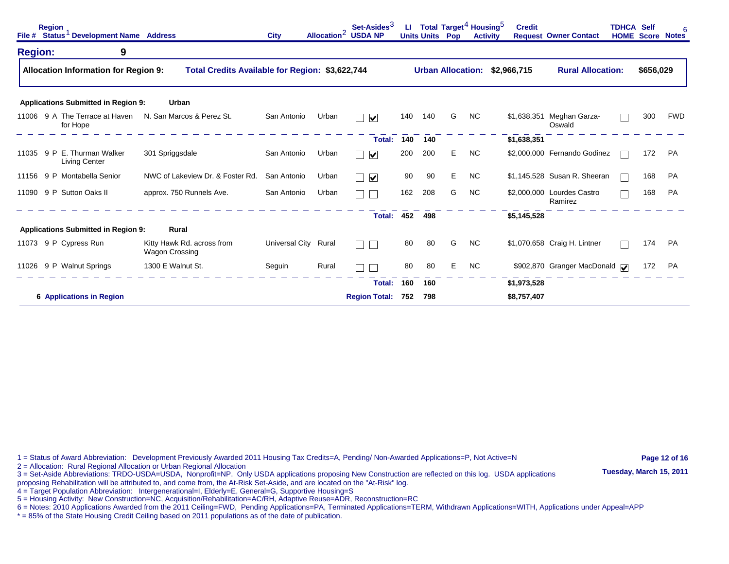| File # | Region | Status[1] | Development Name | Address | City | Allocation[2] | Set-Asides[3] USDA | Set-Asides[3] NP | LI Units | Total Units | Target[4] Pop | Housing[5] Activity | Credit Request | Owner Contact | TDHCA HOME | Self Score | Notes[6] |
|---|---|---|---|---|---|---|---|---|---|---|---|---|---|---|---|---|---|

## Region: 9

**Allocation Information for Region 9:** **Total Credits Available for Region: $3,622,744** **Urban Allocation: $2,966,715** **Rural Allocation: $656,029**

**Applications Submitted in Region 9: Urban**

| File # | Region | Status | Development Name | Address | City | Allocation | USDA | NP | LI Units | Total Units | Target Pop | Housing Activity | Credit Request | Owner Contact | TDHCA HOME | Self Score | Notes |
|---|---|---|---|---|---|---|---|---|---|---|---|---|---|---|---|---|---|
| 11006 | 9 | A | The Terrace at Haven for Hope | N. San Marcos & Perez St. | San Antonio | Urban | ☐ | ☑ | 140 | 140 | G | NC | $1,638,351 | Meghan Garza-Oswald | ☐ | 300 | FWD |
| | | | | | | | | **Total:** | **140** | **140** | | | **$1,638,351** | | | | |
| 11035 | 9 | P | E. Thurman Walker Living Center | 301 Spriggsdale | San Antonio | Urban | ☐ | ☑ | 200 | 200 | E | NC | $2,000,000 | Fernando Godinez | ☐ | 172 | PA |
| 11156 | 9 | P | Montabella Senior | NWC of Lakeview Dr. & Foster Rd. | San Antonio | Urban | ☐ | ☑ | 90 | 90 | E | NC | $1,145,528 | Susan R. Sheeran | ☐ | 168 | PA |
| 11090 | 9 | P | Sutton Oaks II | approx. 750 Runnels Ave. | San Antonio | Urban | ☐ | ☐ | 162 | 208 | G | NC | $2,000,000 | Lourdes Castro Ramirez | ☐ | 168 | PA |
| | | | | | | | | **Total:** | **452** | **498** | | | **$5,145,528** | | | | |

**Applications Submitted in Region 9: Rural**

| File # | Region | Status | Development Name | Address | City | Allocation | USDA | NP | LI Units | Total Units | Target Pop | Housing Activity | Credit Request | Owner Contact | TDHCA HOME | Self Score | Notes |
|---|---|---|---|---|---|---|---|---|---|---|---|---|---|---|---|---|---|
| 11073 | 9 | P | Cypress Run | Kitty Hawk Rd. across from Wagon Crossing | Universal City | Rural | ☐ | ☐ | 80 | 80 | G | NC | $1,070,658 | Craig H. Lintner | ☐ | 174 | PA |
| 11026 | 9 | P | Walnut Springs | 1300 E Walnut St. | Seguin | Rural | ☐ | ☐ | 80 | 80 | E | NC | $902,870 | Granger MacDonald | ☑ | 172 | PA |
| | | | | | | | | **Total:** | **160** | **160** | | | **$1,973,528** | | | | |
| | | | **6 Applications in Region** | | | | | **Region Total:** | **752** | **798** | | | **$8,757,407** | | | | |

1 = Status of Award Abbreviation: Development Previously Awarded 2011 Housing Tax Credits=A, Pending/ Non-Awarded Applications=P, Not Active=N
2 = Allocation: Rural Regional Allocation or Urban Regional Allocation
3 = Set-Aside Abbreviations: TRDO-USDA=USDA, Nonprofit=NP. Only USDA applications proposing New Construction are reflected on this log. USDA applications proposing Rehabilitation will be attributed to, and come from, the At-Risk Set-Aside, and are located on the "At-Risk" log.
4 = Target Population Abbreviation: Intergenerational=I, Elderly=E, General=G, Supportive Housing=S
5 = Housing Activity: New Construction=NC, Acquisition/Rehabilitation=AC/RH, Adaptive Reuse=ADR, Reconstruction=RC
6 = Notes: 2010 Applications Awarded from the 2011 Ceiling=FWD, Pending Applications=PA, Terminated Applications=TERM, Withdrawn Applications=WITH, Applications under Appeal=APP
* = 85% of the State Housing Credit Ceiling based on 2011 populations as of the date of publication.

Tuesday, March 15, 2011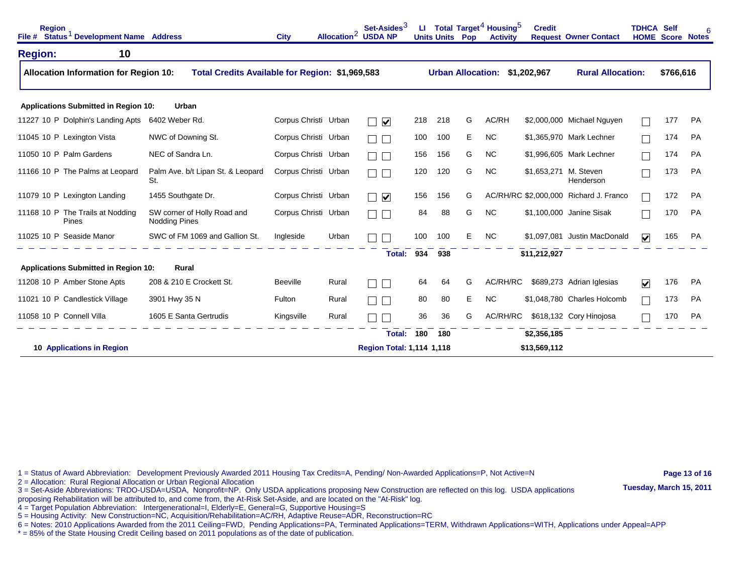| File # | Region | Status[1] | Development Name | Address | City | Allocation[2] | Set-Asides[3] USDA | Set-Asides[3] NP | LI Units | Total Units | Target[4] Pop | Housing[5] Activity | Credit Request | Owner Contact | TDHCA HOME | Self Score | Notes[6] |
|---|---|---|---|---|---|---|---|---|---|---|---|---|---|---|---|---|---|
| **Region:** | **10** | | | | | | | | | | | | | | | | |

**Allocation Information for Region 10:** **Total Credits Available for Region: $1,969,583** **Urban Allocation: $1,202,967** **Rural Allocation: $766,616**

**Applications Submitted in Region 10: Urban**

| File # | Region | Status | Development Name | Address | City | Allocation | USDA | NP | LI Units | Total Units | Target Pop | Housing Activity | Credit Request | Owner Contact | TDHCA HOME | Self Score | Notes |
|---|---|---|---|---|---|---|---|---|---|---|---|---|---|---|---|---|---|
| 11227 | 10 | P | Dolphin's Landing Apts | 6402 Weber Rd. | Corpus Christi | Urban | ☐ | ☑ | 218 | 218 | G | AC/RH | $2,000,000 | Michael Nguyen | ☐ | 177 | PA |
| 11045 | 10 | P | Lexington Vista | NWC of Downing St. | Corpus Christi | Urban | ☐ | ☐ | 100 | 100 | E | NC | $1,365,970 | Mark Lechner | ☐ | 174 | PA |
| 11050 | 10 | P | Palm Gardens | NEC of Sandra Ln. | Corpus Christi | Urban | ☐ | ☐ | 156 | 156 | G | NC | $1,996,605 | Mark Lechner | ☐ | 174 | PA |
| 11166 | 10 | P | The Palms at Leopard | Palm Ave. b/t Lipan St. & Leopard St. | Corpus Christi | Urban | ☐ | ☐ | 120 | 120 | G | NC | $1,653,271 | M. Steven Henderson | ☐ | 173 | PA |
| 11079 | 10 | P | Lexington Landing | 1455 Southgate Dr. | Corpus Christi | Urban | ☐ | ☑ | 156 | 156 | G | AC/RH/RC | $2,000,000 | Richard J. Franco | ☐ | 172 | PA |
| 11168 | 10 | P | The Trails at Nodding Pines | SW corner of Holly Road and Nodding Pines | Corpus Christi | Urban | ☐ | ☐ | 84 | 88 | G | NC | $1,100,000 | Janine Sisak | ☐ | 170 | PA |
| 11025 | 10 | P | Seaside Manor | SWC of FM 1069 and Gallion St. | Ingleside | Urban | ☐ | ☐ | 100 | 100 | E | NC | $1,097,081 | Justin MacDonald | ☑ | 165 | PA |
| | | | | | | | | **Total:** | **934** | **938** | | | **$11,212,927** | | | | |

**Applications Submitted in Region 10: Rural**

| File # | Region | Status | Development Name | Address | City | Allocation | USDA | NP | LI Units | Total Units | Target Pop | Housing Activity | Credit Request | Owner Contact | TDHCA HOME | Self Score | Notes |
|---|---|---|---|---|---|---|---|---|---|---|---|---|---|---|---|---|---|
| 11208 | 10 | P | Amber Stone Apts | 208 & 210 E Crockett St. | Beeville | Rural | ☐ | ☐ | 64 | 64 | G | AC/RH/RC | $689,273 | Adrian Iglesias | ☑ | 176 | PA |
| 11021 | 10 | P | Candlestick Village | 3901 Hwy 35 N | Fulton | Rural | ☐ | ☐ | 80 | 80 | E | NC | $1,048,780 | Charles Holcomb | ☐ | 173 | PA |
| 11058 | 10 | P | Connell Villa | 1605 E Santa Gertrudis | Kingsville | Rural | ☐ | ☐ | 36 | 36 | G | AC/RH/RC | $618,132 | Cory Hinojosa | ☐ | 170 | PA |
| | | | | | | | | **Total:** | **180** | **180** | | | **$2,356,185** | | | | |

**10 Applications in Region** — **Region Total: 1,114 1,118** — **$13,569,112**

1 = Status of Award Abbreviation: Development Previously Awarded 2011 Housing Tax Credits=A, Pending/ Non-Awarded Applications=P, Not Active=N
2 = Allocation: Rural Regional Allocation or Urban Regional Allocation
3 = Set-Aside Abbreviations: TRDO-USDA=USDA, Nonprofit=NP. Only USDA applications proposing New Construction are reflected on this log. USDA applications proposing Rehabilitation will be attributed to, and come from, the At-Risk Set-Aside, and are located on the "At-Risk" log.
4 = Target Population Abbreviation: Intergenerational=I, Elderly=E, General=G, Supportive Housing=S
5 = Housing Activity: New Construction=NC, Acquisition/Rehabilitation=AC/RH, Adaptive Reuse=ADR, Reconstruction=RC
6 = Notes: 2010 Applications Awarded from the 2011 Ceiling=FWD, Pending Applications=PA, Terminated Applications=TERM, Withdrawn Applications=WITH, Applications under Appeal=APP
* = 85% of the State Housing Credit Ceiling based on 2011 populations as of the date of publication.

Tuesday, March 15, 2011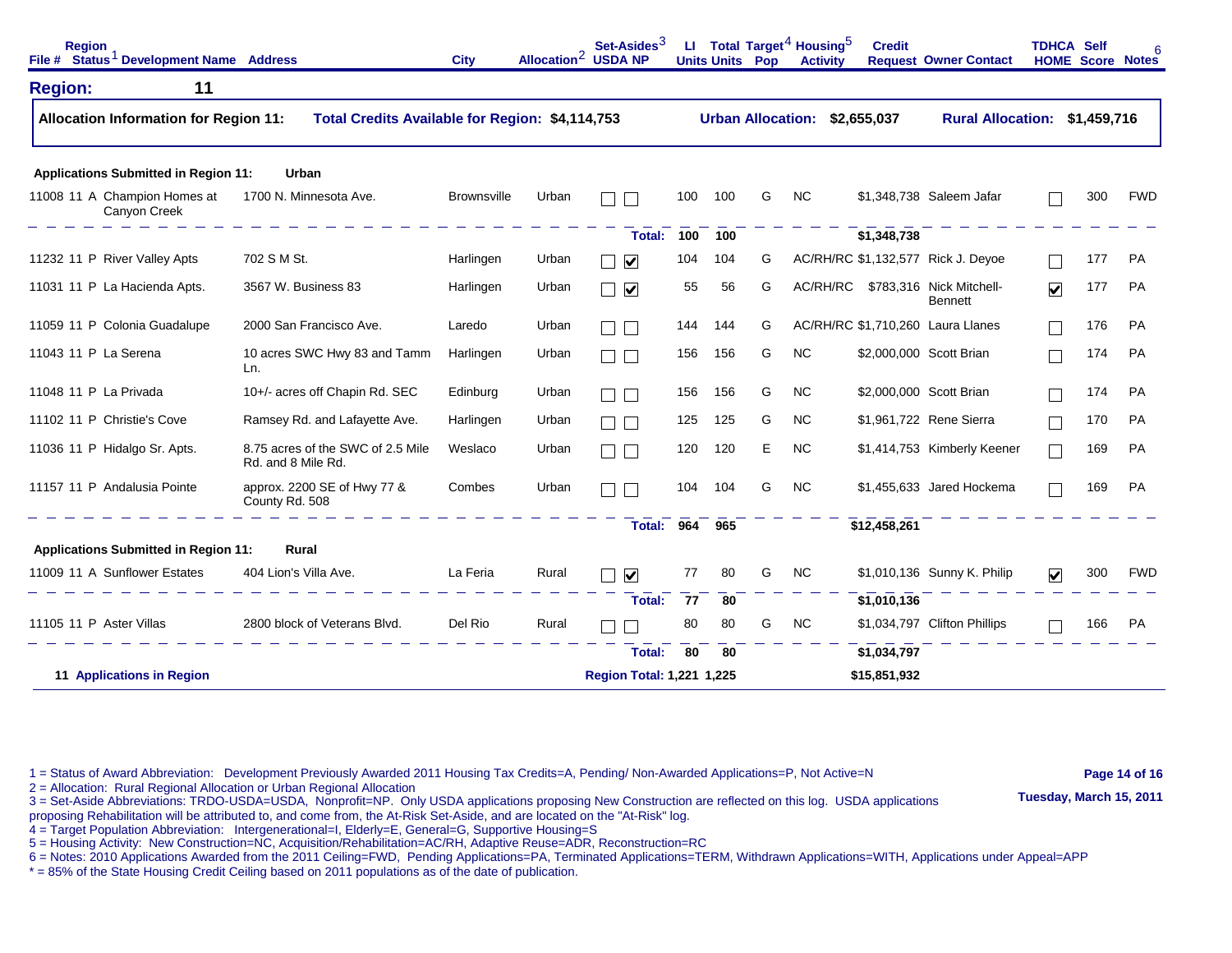| File # | Region | Status[1] | Development Name | Address | City | Allocation[2] | Set-Asides[3] USDA | NP | LI Units | Total Units | Target[4] Pop | Housing[5] Activity | Credit Request | Owner Contact | TDHCA HOME | Self Score | Notes[6] |
|---|---|---|---|---|---|---|---|---|---|---|---|---|---|---|---|---|---|

## Region: 11

**Allocation Information for Region 11:** **Total Credits Available for Region: $4,114,753** **Urban Allocation: $2,655,037** **Rural Allocation: $1,459,716**

**Applications Submitted in Region 11: Urban**

| File # | Region | Status | Development Name | Address | City | Allocation | USDA | NP | LI Units | Total Units | Target Pop | Housing Activity | Credit Request | Owner Contact | TDHCA HOME | Self Score | Notes |
|---|---|---|---|---|---|---|---|---|---|---|---|---|---|---|---|---|---|
| 11008 | 11 | A | Champion Homes at Canyon Creek | 1700 N. Minnesota Ave. | Brownsville | Urban | ☐ | ☐ | 100 | 100 | G | NC | $1,348,738 | Saleem Jafar | ☐ | 300 | FWD |
| | | | | | | | | **Total:** | **100** | **100** | | | **$1,348,738** | | | | |
| 11232 | 11 | P | River Valley Apts | 702 S M St. | Harlingen | Urban | ☐ | ☑ | 104 | 104 | G | AC/RH/RC | $1,132,577 | Rick J. Deyoe | ☐ | 177 | PA |
| 11031 | 11 | P | La Hacienda Apts. | 3567 W. Business 83 | Harlingen | Urban | ☐ | ☑ | 55 | 56 | G | AC/RH/RC | $783,316 | Nick Mitchell-Bennett | ☑ | 177 | PA |
| 11059 | 11 | P | Colonia Guadalupe | 2000 San Francisco Ave. | Laredo | Urban | ☐ | ☐ | 144 | 144 | G | AC/RH/RC | $1,710,260 | Laura Llanes | ☐ | 176 | PA |
| 11043 | 11 | P | La Serena | 10 acres SWC Hwy 83 and Tamm Ln. | Harlingen | Urban | ☐ | ☐ | 156 | 156 | G | NC | $2,000,000 | Scott Brian | ☐ | 174 | PA |
| 11048 | 11 | P | La Privada | 10+/- acres off Chapin Rd. SEC | Edinburg | Urban | ☐ | ☐ | 156 | 156 | G | NC | $2,000,000 | Scott Brian | ☐ | 174 | PA |
| 11102 | 11 | P | Christie's Cove | Ramsey Rd. and Lafayette Ave. | Harlingen | Urban | ☐ | ☐ | 125 | 125 | G | NC | $1,961,722 | Rene Sierra | ☐ | 170 | PA |
| 11036 | 11 | P | Hidalgo Sr. Apts. | 8.75 acres of the SWC of 2.5 Mile Rd. and 8 Mile Rd. | Weslaco | Urban | ☐ | ☐ | 120 | 120 | E | NC | $1,414,753 | Kimberly Keener | ☐ | 169 | PA |
| 11157 | 11 | P | Andalusia Pointe | approx. 2200 SE of Hwy 77 & County Rd. 508 | Combes | Urban | ☐ | ☐ | 104 | 104 | G | NC | $1,455,633 | Jared Hockema | ☐ | 169 | PA |
| | | | | | | | | **Total:** | **964** | **965** | | | **$12,458,261** | | | | |

**Applications Submitted in Region 11: Rural**

| File # | Region | Status | Development Name | Address | City | Allocation | USDA | NP | LI Units | Total Units | Target Pop | Housing Activity | Credit Request | Owner Contact | TDHCA HOME | Self Score | Notes |
|---|---|---|---|---|---|---|---|---|---|---|---|---|---|---|---|---|---|
| 11009 | 11 | A | Sunflower Estates | 404 Lion's Villa Ave. | La Feria | Rural | ☐ | ☑ | 77 | 80 | G | NC | $1,010,136 | Sunny K. Philip | ☑ | 300 | FWD |
| | | | | | | | | **Total:** | **77** | **80** | | | **$1,010,136** | | | | |
| 11105 | 11 | P | Aster Villas | 2800 block of Veterans Blvd. | Del Rio | Rural | ☐ | ☐ | 80 | 80 | G | NC | $1,034,797 | Clifton Phillips | ☐ | 166 | PA |
| | | | | | | | | **Total:** | **80** | **80** | | | **$1,034,797** | | | | |

**11 Applications in Region** **Region Total: 1,221 1,225** **$15,851,932**

1 = Status of Award Abbreviation: Development Previously Awarded 2011 Housing Tax Credits=A, Pending/ Non-Awarded Applications=P, Not Active=N
2 = Allocation: Rural Regional Allocation or Urban Regional Allocation
3 = Set-Aside Abbreviations: TRDO-USDA=USDA, Nonprofit=NP. Only USDA applications proposing New Construction are reflected on this log. USDA applications proposing Rehabilitation will be attributed to, and come from, the At-Risk Set-Aside, and are located on the "At-Risk" log.
4 = Target Population Abbreviation: Intergenerational=I, Elderly=E, General=G, Supportive Housing=S
5 = Housing Activity: New Construction=NC, Acquisition/Rehabilitation=AC/RH, Adaptive Reuse=ADR, Reconstruction=RC
6 = Notes: 2010 Applications Awarded from the 2011 Ceiling=FWD, Pending Applications=PA, Terminated Applications=TERM, Withdrawn Applications=WITH, Applications under Appeal=APP
* = 85% of the State Housing Credit Ceiling based on 2011 populations as of the date of publication.

Tuesday, March 15, 2011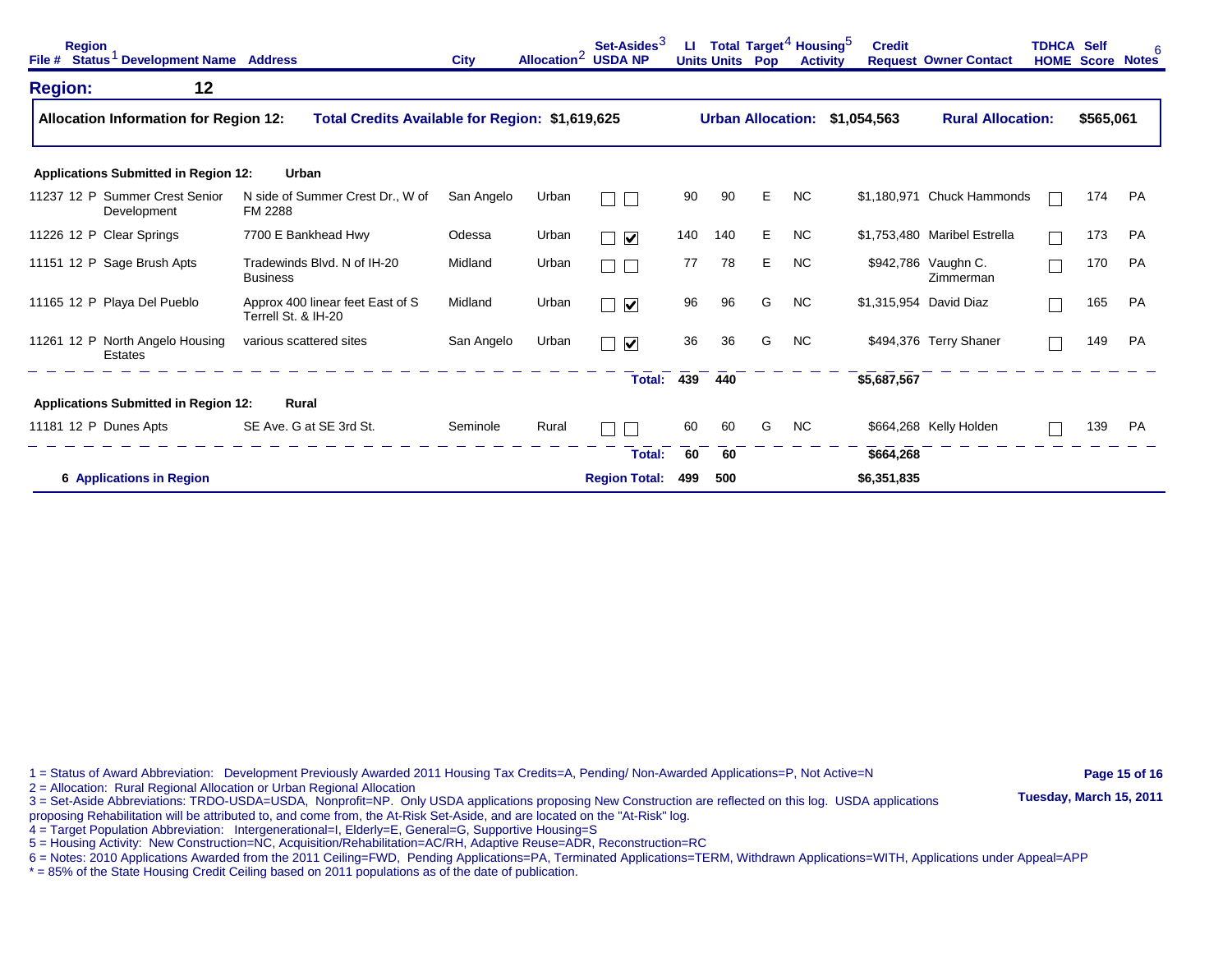| File # | Region | Status[1] | Development Name | Address | City | Allocation[2] | Set-Asides[3] USDA | Set-Asides[3] NP | LI Units | Total Units | Target[4] Pop | Housing[5] Activity | Credit Request | Owner Contact | TDHCA HOME | Self Score | Notes[6] |
|---|---|---|---|---|---|---|---|---|---|---|---|---|---|---|---|---|---|
| **Region: 12** | | | | | | | | | | | | | | | | | |

**Allocation Information for Region 12:** **Total Credits Available for Region: $1,619,625** **Urban Allocation: $1,054,563** **Rural Allocation: $565,061**

**Applications Submitted in Region 12: Urban**

| File # | Region | Status | Development Name | Address | City | Allocation | USDA | NP | LI Units | Total Units | Target Pop | Housing Activity | Credit Request | Owner Contact | TDHCA HOME | Self Score | Notes |
|---|---|---|---|---|---|---|---|---|---|---|---|---|---|---|---|---|---|
| 11237 | 12 | P | Summer Crest Senior Development | N side of Summer Crest Dr., W of FM 2288 | San Angelo | Urban | ☐ | ☐ | 90 | 90 | E | NC | $1,180,971 | Chuck Hammonds | ☐ | 174 | PA |
| 11226 | 12 | P | Clear Springs | 7700 E Bankhead Hwy | Odessa | Urban | ☐ | ☑ | 140 | 140 | E | NC | $1,753,480 | Maribel Estrella | ☐ | 173 | PA |
| 11151 | 12 | P | Sage Brush Apts | Tradewinds Blvd. N of IH-20 Business | Midland | Urban | ☐ | ☐ | 77 | 78 | E | NC | $942,786 | Vaughn C. Zimmerman | ☐ | 170 | PA |
| 11165 | 12 | P | Playa Del Pueblo | Approx 400 linear feet East of S Terrell St. & IH-20 | Midland | Urban | ☐ | ☑ | 96 | 96 | G | NC | $1,315,954 | David Diaz | ☐ | 165 | PA |
| 11261 | 12 | P | North Angelo Housing Estates | various scattered sites | San Angelo | Urban | ☐ | ☑ | 36 | 36 | G | NC | $494,376 | Terry Shaner | ☐ | 149 | PA |
| | | | | | | | | **Total:** | **439** | **440** | | | **$5,687,567** | | | | |

**Applications Submitted in Region 12: Rural**

| File # | Region | Status | Development Name | Address | City | Allocation | USDA | NP | LI Units | Total Units | Target Pop | Housing Activity | Credit Request | Owner Contact | TDHCA HOME | Self Score | Notes |
|---|---|---|---|---|---|---|---|---|---|---|---|---|---|---|---|---|---|
| 11181 | 12 | P | Dunes Apts | SE Ave. G at SE 3rd St. | Seminole | Rural | ☐ | ☐ | 60 | 60 | G | NC | $664,268 | Kelly Holden | ☐ | 139 | PA |
| | | | | | | | | **Total:** | **60** | **60** | | | **$664,268** | | | | |

| | | | |
|---|---|---|---|
| **6 Applications in Region** | **Region Total:** | **499** | **500** | **$6,351,835** |

1 = Status of Award Abbreviation: Development Previously Awarded 2011 Housing Tax Credits=A, Pending/ Non-Awarded Applications=P, Not Active=N
2 = Allocation: Rural Regional Allocation or Urban Regional Allocation
3 = Set-Aside Abbreviations: TRDO-USDA=USDA, Nonprofit=NP. Only USDA applications proposing New Construction are reflected on this log. USDA applications proposing Rehabilitation will be attributed to, and come from, the At-Risk Set-Aside, and are located on the "At-Risk" log.
4 = Target Population Abbreviation: Intergenerational=I, Elderly=E, General=G, Supportive Housing=S
5 = Housing Activity: New Construction=NC, Acquisition/Rehabilitation=AC/RH, Adaptive Reuse=ADR, Reconstruction=RC
6 = Notes: 2010 Applications Awarded from the 2011 Ceiling=FWD, Pending Applications=PA, Terminated Applications=TERM, Withdrawn Applications=WITH, Applications under Appeal=APP
* = 85% of the State Housing Credit Ceiling based on 2011 populations as of the date of publication.

Tuesday, March 15, 2011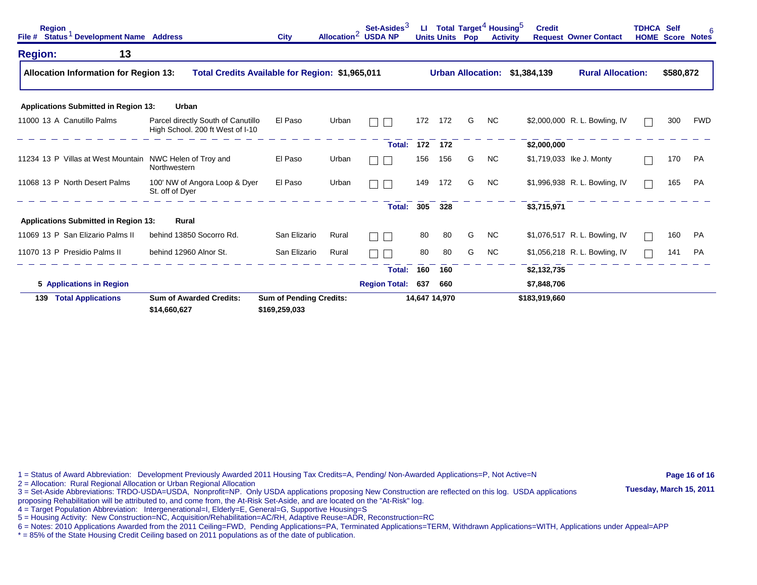| File # | Region | Status[1] | Development Name | Address | City | Allocation[2] | Set-Asides[3] USDA | NP | LI Units | Total Units | Target[4] Pop | Housing[5] Activity | Credit Request | Owner Contact | TDHCA HOME | Self Score | Notes[6] |
|---|---|---|---|---|---|---|---|---|---|---|---|---|---|---|---|---|---|
| **Region: 13** | | | | | | | | | | | | | | | | | |
| **Allocation Information for Region 13:** | | | | **Total Credits Available for Region: $1,965,011** | | | | | | **Urban Allocation: $1,384,139** | | | | **Rural Allocation: $580,872** | | | |
| **Applications Submitted in Region 13: Urban** | | | | | | | | | | | | | | | | | |
| 11000 | 13 | A | Canutillo Palms | Parcel directly South of Canutillo High School. 200 ft West of I-10 | El Paso | Urban | ☐ | ☐ | 172 | 172 | G | NC | $2,000,000 | R. L. Bowling, IV | ☐ | 300 | FWD |
| | | | | | | | **Total:** | | **172** | **172** | | | **$2,000,000** | | | | |
| 11234 | 13 | P | Villas at West Mountain | NWC Helen of Troy and Northwestern | El Paso | Urban | ☐ | ☐ | 156 | 156 | G | NC | $1,719,033 | Ike J. Monty | ☐ | 170 | PA |
| 11068 | 13 | P | North Desert Palms | 100' NW of Angora Loop & Dyer St. off of Dyer | El Paso | Urban | ☐ | ☐ | 149 | 172 | G | NC | $1,996,938 | R. L. Bowling, IV | ☐ | 165 | PA |
| | | | | | | | **Total:** | | **305** | **328** | | | **$3,715,971** | | | | |
| **Applications Submitted in Region 13: Rural** | | | | | | | | | | | | | | | | | |
| 11069 | 13 | P | San Elizario Palms II | behind 13850 Socorro Rd. | San Elizario | Rural | ☐ | ☐ | 80 | 80 | G | NC | $1,076,517 | R. L. Bowling, IV | ☐ | 160 | PA |
| 11070 | 13 | P | Presidio Palms II | behind 12960 Alnor St. | San Elizario | Rural | ☐ | ☐ | 80 | 80 | G | NC | $1,056,218 | R. L. Bowling, IV | ☐ | 141 | PA |
| | | | | | | | **Total:** | | **160** | **160** | | | **$2,132,735** | | | | |
| **5 Applications in Region** | | | | | | | **Region Total:** | | **637** | **660** | | | **$7,848,706** | | | | |
| **139 Total Applications** | | | | **Sum of Awarded Credits: $14,660,627** | **Sum of Pending Credits: $169,259,033** | | | | **14,647** | **14,970** | | | **$183,919,660** | | | | |

1 = Status of Award Abbreviation: Development Previously Awarded 2011 Housing Tax Credits=A, Pending/ Non-Awarded Applications=P, Not Active=N
2 = Allocation: Rural Regional Allocation or Urban Regional Allocation
3 = Set-Aside Abbreviations: TRDO-USDA=USDA, Nonprofit=NP. Only USDA applications proposing New Construction are reflected on this log. USDA applications proposing Rehabilitation will be attributed to, and come from, the At-Risk Set-Aside, and are located on the "At-Risk" log.
4 = Target Population Abbreviation: Intergenerational=I, Elderly=E, General=G, Supportive Housing=S
5 = Housing Activity: New Construction=NC, Acquisition/Rehabilitation=AC/RH, Adaptive Reuse=ADR, Reconstruction=RC
6 = Notes: 2010 Applications Awarded from the 2011 Ceiling=FWD, Pending Applications=PA, Terminated Applications=TERM, Withdrawn Applications=WITH, Applications under Appeal=APP
* = 85% of the State Housing Credit Ceiling based on 2011 populations as of the date of publication.

**Tuesday, March 15, 2011**